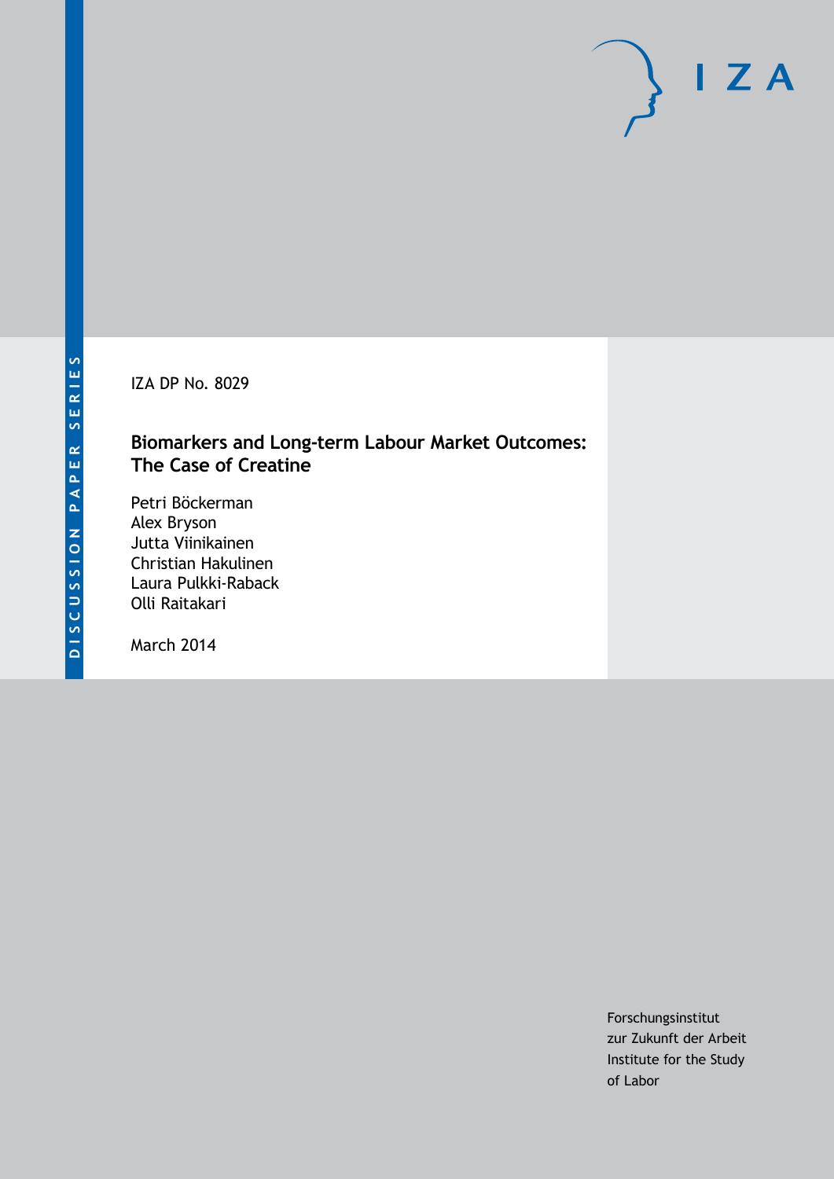DISCUSSION PAPER SERIES

IZA DP No. 8029

# Biomarkers and Long-term Labour Market Outcomes: The Case of Creatine

Petri Böckerman
Alex Bryson
Jutta Viinikainen
Christian Hakulinen
Laura Pulkki-Raback
Olli Raitakari

March 2014

Forschungsinstitut
zur Zukunft der Arbeit
Institute for the Study
of Labor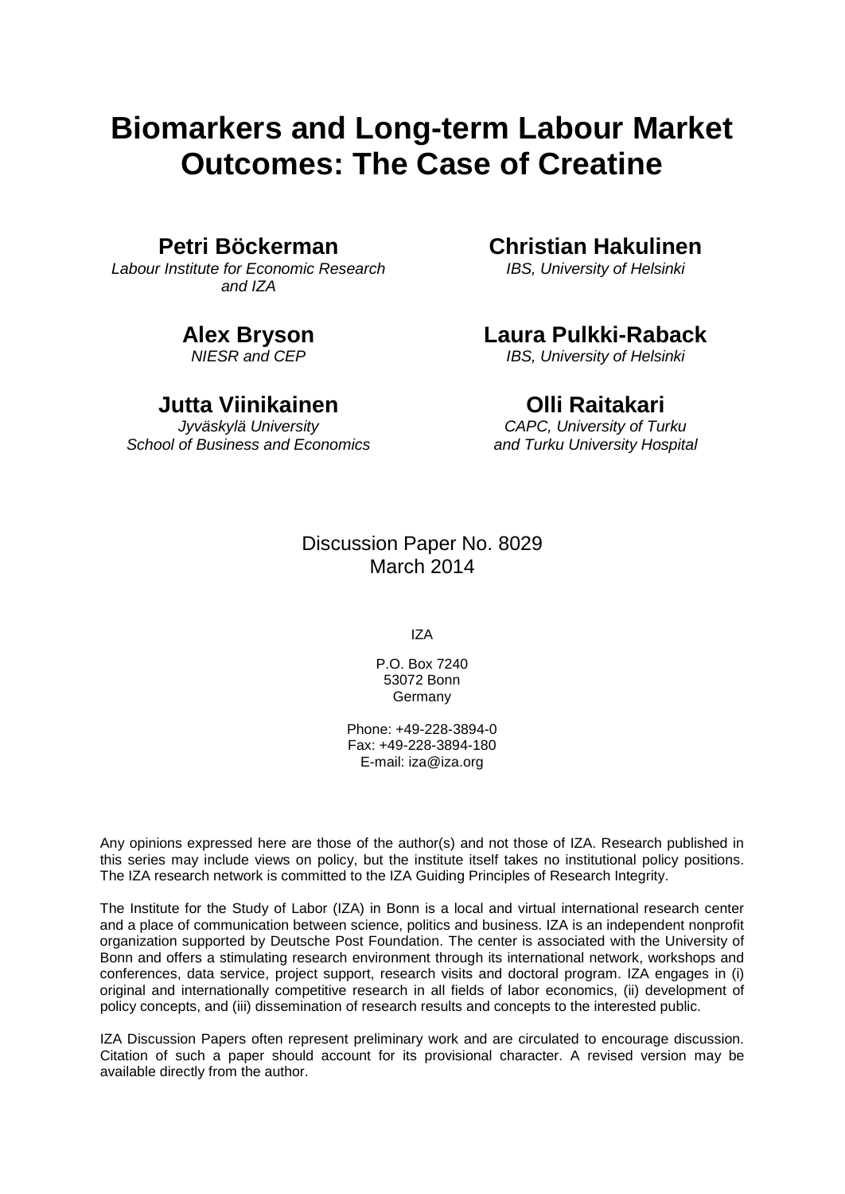# Biomarkers and Long-term Labour Market Outcomes: The Case of Creatine

**Petri Böckerman**
*Labour Institute for Economic Research and IZA*

**Christian Hakulinen**
*IBS, University of Helsinki*

**Alex Bryson**
*NIESR and CEP*

**Laura Pulkki-Raback**
*IBS, University of Helsinki*

**Jutta Viinikainen**
*Jyväskylä University School of Business and Economics*

**Olli Raitakari**
*CAPC, University of Turku and Turku University Hospital*

Discussion Paper No. 8029
March 2014

IZA

P.O. Box 7240
53072 Bonn
Germany

Phone: +49-228-3894-0
Fax: +49-228-3894-180
E-mail: iza@iza.org

Any opinions expressed here are those of the author(s) and not those of IZA. Research published in this series may include views on policy, but the institute itself takes no institutional policy positions. The IZA research network is committed to the IZA Guiding Principles of Research Integrity.

The Institute for the Study of Labor (IZA) in Bonn is a local and virtual international research center and a place of communication between science, politics and business. IZA is an independent nonprofit organization supported by Deutsche Post Foundation. The center is associated with the University of Bonn and offers a stimulating research environment through its international network, workshops and conferences, data service, project support, research visits and doctoral program. IZA engages in (i) original and internationally competitive research in all fields of labor economics, (ii) development of policy concepts, and (iii) dissemination of research results and concepts to the interested public.

IZA Discussion Papers often represent preliminary work and are circulated to encourage discussion. Citation of such a paper should account for its provisional character. A revised version may be available directly from the author.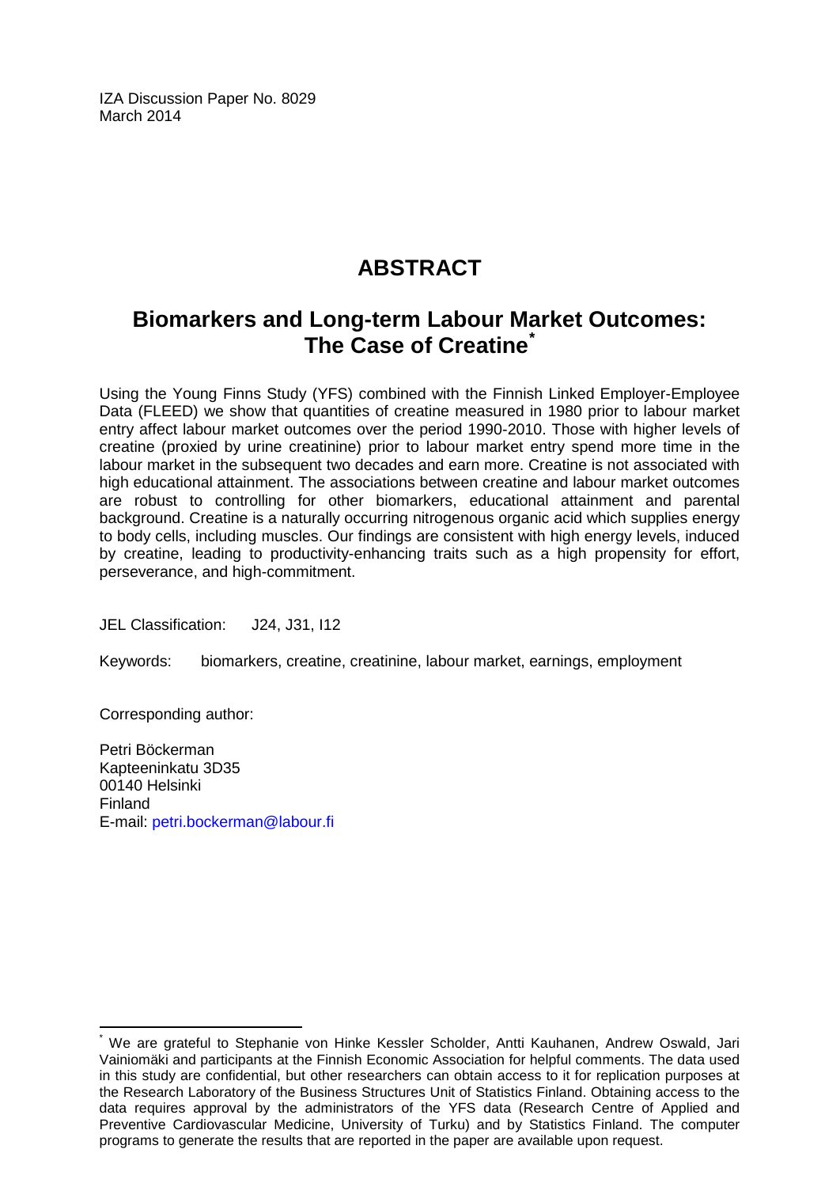IZA Discussion Paper No. 8029
March 2014

# ABSTRACT

## Biomarkers and Long-term Labour Market Outcomes: The Case of Creatine*

Using the Young Finns Study (YFS) combined with the Finnish Linked Employer-Employee Data (FLEED) we show that quantities of creatine measured in 1980 prior to labour market entry affect labour market outcomes over the period 1990-2010. Those with higher levels of creatine (proxied by urine creatinine) prior to labour market entry spend more time in the labour market in the subsequent two decades and earn more. Creatine is not associated with high educational attainment. The associations between creatine and labour market outcomes are robust to controlling for other biomarkers, educational attainment and parental background. Creatine is a naturally occurring nitrogenous organic acid which supplies energy to body cells, including muscles. Our findings are consistent with high energy levels, induced by creatine, leading to productivity-enhancing traits such as a high propensity for effort, perseverance, and high-commitment.

JEL Classification: J24, J31, I12

Keywords: biomarkers, creatine, creatinine, labour market, earnings, employment

Corresponding author:

Petri Böckerman
Kapteeninkatu 3D35
00140 Helsinki
Finland
E-mail: petri.bockerman@labour.fi

---

* We are grateful to Stephanie von Hinke Kessler Scholder, Antti Kauhanen, Andrew Oswald, Jari Vainiomäki and participants at the Finnish Economic Association for helpful comments. The data used in this study are confidential, but other researchers can obtain access to it for replication purposes at the Research Laboratory of the Business Structures Unit of Statistics Finland. Obtaining access to the data requires approval by the administrators of the YFS data (Research Centre of Applied and Preventive Cardiovascular Medicine, University of Turku) and by Statistics Finland. The computer programs to generate the results that are reported in the paper are available upon request.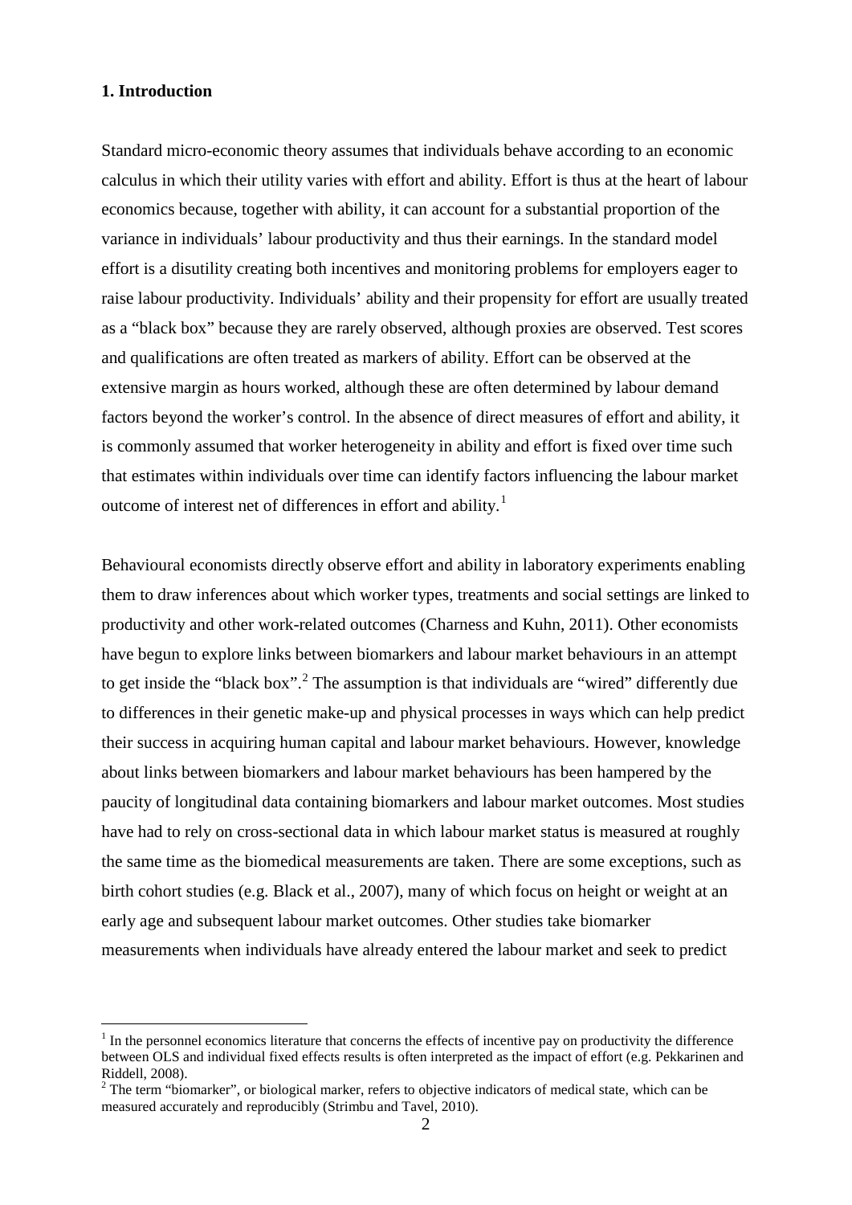## 1. Introduction

Standard micro-economic theory assumes that individuals behave according to an economic calculus in which their utility varies with effort and ability. Effort is thus at the heart of labour economics because, together with ability, it can account for a substantial proportion of the variance in individuals' labour productivity and thus their earnings. In the standard model effort is a disutility creating both incentives and monitoring problems for employers eager to raise labour productivity. Individuals' ability and their propensity for effort are usually treated as a "black box" because they are rarely observed, although proxies are observed. Test scores and qualifications are often treated as markers of ability. Effort can be observed at the extensive margin as hours worked, although these are often determined by labour demand factors beyond the worker's control. In the absence of direct measures of effort and ability, it is commonly assumed that worker heterogeneity in ability and effort is fixed over time such that estimates within individuals over time can identify factors influencing the labour market outcome of interest net of differences in effort and ability.[1]

Behavioural economists directly observe effort and ability in laboratory experiments enabling them to draw inferences about which worker types, treatments and social settings are linked to productivity and other work-related outcomes (Charness and Kuhn, 2011). Other economists have begun to explore links between biomarkers and labour market behaviours in an attempt to get inside the "black box".[2] The assumption is that individuals are "wired" differently due to differences in their genetic make-up and physical processes in ways which can help predict their success in acquiring human capital and labour market behaviours. However, knowledge about links between biomarkers and labour market behaviours has been hampered by the paucity of longitudinal data containing biomarkers and labour market outcomes. Most studies have had to rely on cross-sectional data in which labour market status is measured at roughly the same time as the biomedical measurements are taken. There are some exceptions, such as birth cohort studies (e.g. Black et al., 2007), many of which focus on height or weight at an early age and subsequent labour market outcomes. Other studies take biomarker measurements when individuals have already entered the labour market and seek to predict

---

[1] In the personnel economics literature that concerns the effects of incentive pay on productivity the difference between OLS and individual fixed effects results is often interpreted as the impact of effort (e.g. Pekkarinen and Riddell, 2008).

[2] The term "biomarker", or biological marker, refers to objective indicators of medical state, which can be measured accurately and reproducibly (Strimbu and Tavel, 2010).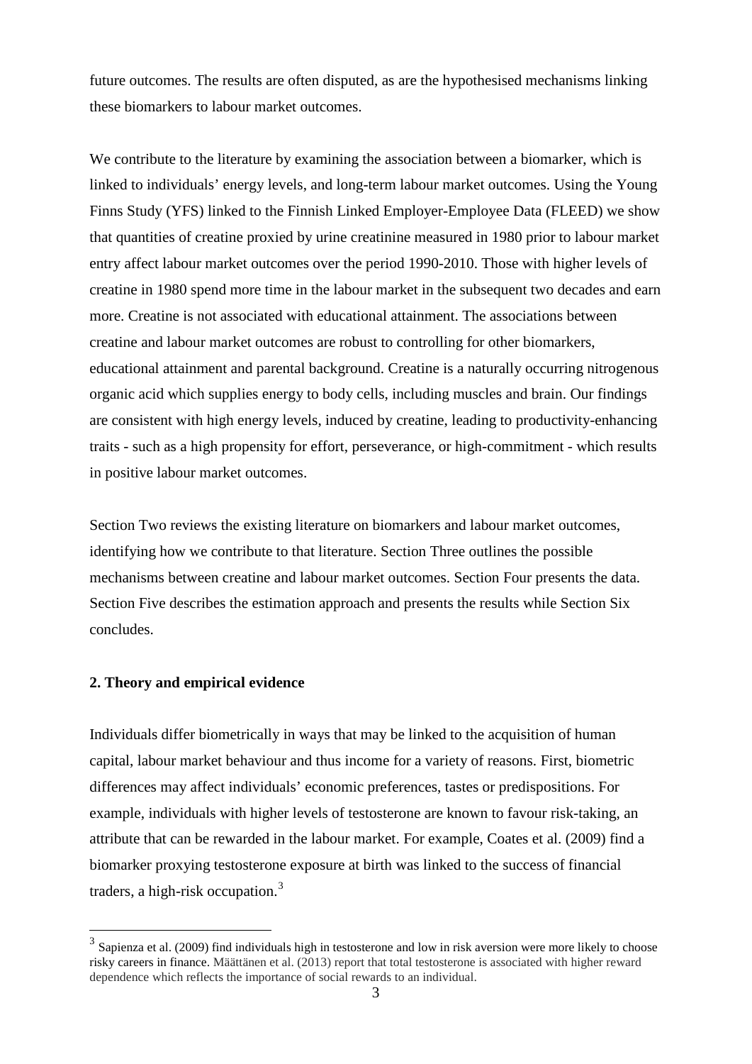future outcomes. The results are often disputed, as are the hypothesised mechanisms linking these biomarkers to labour market outcomes.

We contribute to the literature by examining the association between a biomarker, which is linked to individuals' energy levels, and long-term labour market outcomes. Using the Young Finns Study (YFS) linked to the Finnish Linked Employer-Employee Data (FLEED) we show that quantities of creatine proxied by urine creatinine measured in 1980 prior to labour market entry affect labour market outcomes over the period 1990-2010. Those with higher levels of creatine in 1980 spend more time in the labour market in the subsequent two decades and earn more. Creatine is not associated with educational attainment. The associations between creatine and labour market outcomes are robust to controlling for other biomarkers, educational attainment and parental background. Creatine is a naturally occurring nitrogenous organic acid which supplies energy to body cells, including muscles and brain. Our findings are consistent with high energy levels, induced by creatine, leading to productivity-enhancing traits - such as a high propensity for effort, perseverance, or high-commitment - which results in positive labour market outcomes.

Section Two reviews the existing literature on biomarkers and labour market outcomes, identifying how we contribute to that literature. Section Three outlines the possible mechanisms between creatine and labour market outcomes. Section Four presents the data. Section Five describes the estimation approach and presents the results while Section Six concludes.

## 2. Theory and empirical evidence

Individuals differ biometrically in ways that may be linked to the acquisition of human capital, labour market behaviour and thus income for a variety of reasons. First, biometric differences may affect individuals' economic preferences, tastes or predispositions. For example, individuals with higher levels of testosterone are known to favour risk-taking, an attribute that can be rewarded in the labour market. For example, Coates et al. (2009) find a biomarker proxying testosterone exposure at birth was linked to the success of financial traders, a high-risk occupation.[3]

[3] Sapienza et al. (2009) find individuals high in testosterone and low in risk aversion were more likely to choose risky careers in finance. Määttänen et al. (2013) report that total testosterone is associated with higher reward dependence which reflects the importance of social rewards to an individual.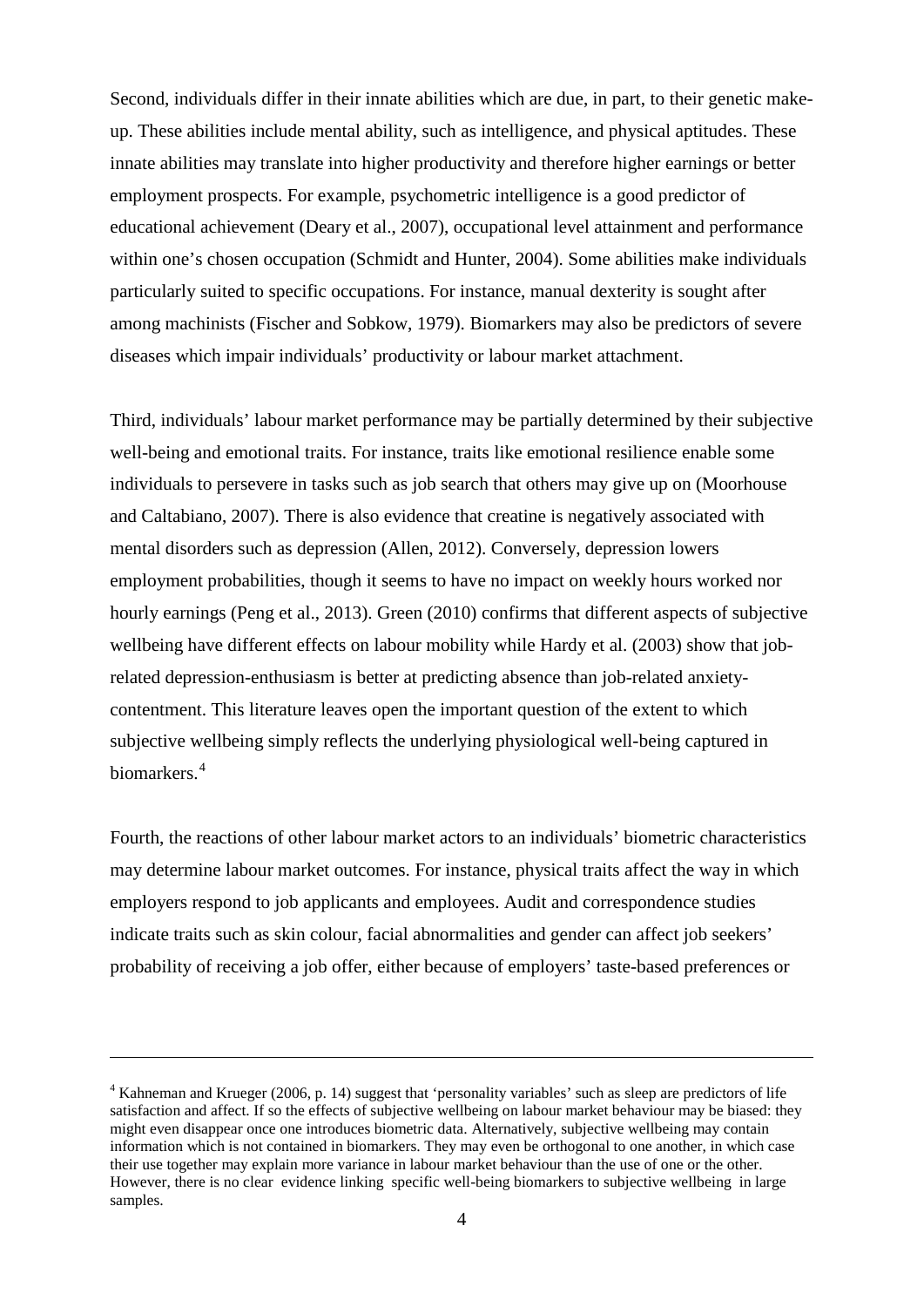Second, individuals differ in their innate abilities which are due, in part, to their genetic make-up. These abilities include mental ability, such as intelligence, and physical aptitudes. These innate abilities may translate into higher productivity and therefore higher earnings or better employment prospects. For example, psychometric intelligence is a good predictor of educational achievement (Deary et al., 2007), occupational level attainment and performance within one's chosen occupation (Schmidt and Hunter, 2004). Some abilities make individuals particularly suited to specific occupations. For instance, manual dexterity is sought after among machinists (Fischer and Sobkow, 1979). Biomarkers may also be predictors of severe diseases which impair individuals' productivity or labour market attachment.

Third, individuals' labour market performance may be partially determined by their subjective well-being and emotional traits. For instance, traits like emotional resilience enable some individuals to persevere in tasks such as job search that others may give up on (Moorhouse and Caltabiano, 2007). There is also evidence that creatine is negatively associated with mental disorders such as depression (Allen, 2012). Conversely, depression lowers employment probabilities, though it seems to have no impact on weekly hours worked nor hourly earnings (Peng et al., 2013). Green (2010) confirms that different aspects of subjective wellbeing have different effects on labour mobility while Hardy et al. (2003) show that job-related depression-enthusiasm is better at predicting absence than job-related anxiety-contentment. This literature leaves open the important question of the extent to which subjective wellbeing simply reflects the underlying physiological well-being captured in biomarkers.[4]

Fourth, the reactions of other labour market actors to an individuals' biometric characteristics may determine labour market outcomes. For instance, physical traits affect the way in which employers respond to job applicants and employees. Audit and correspondence studies indicate traits such as skin colour, facial abnormalities and gender can affect job seekers' probability of receiving a job offer, either because of employers' taste-based preferences or

---

[4] Kahneman and Krueger (2006, p. 14) suggest that 'personality variables' such as sleep are predictors of life satisfaction and affect. If so the effects of subjective wellbeing on labour market behaviour may be biased: they might even disappear once one introduces biometric data. Alternatively, subjective wellbeing may contain information which is not contained in biomarkers. They may even be orthogonal to one another, in which case their use together may explain more variance in labour market behaviour than the use of one or the other. However, there is no clear evidence linking specific well-being biomarkers to subjective wellbeing in large samples.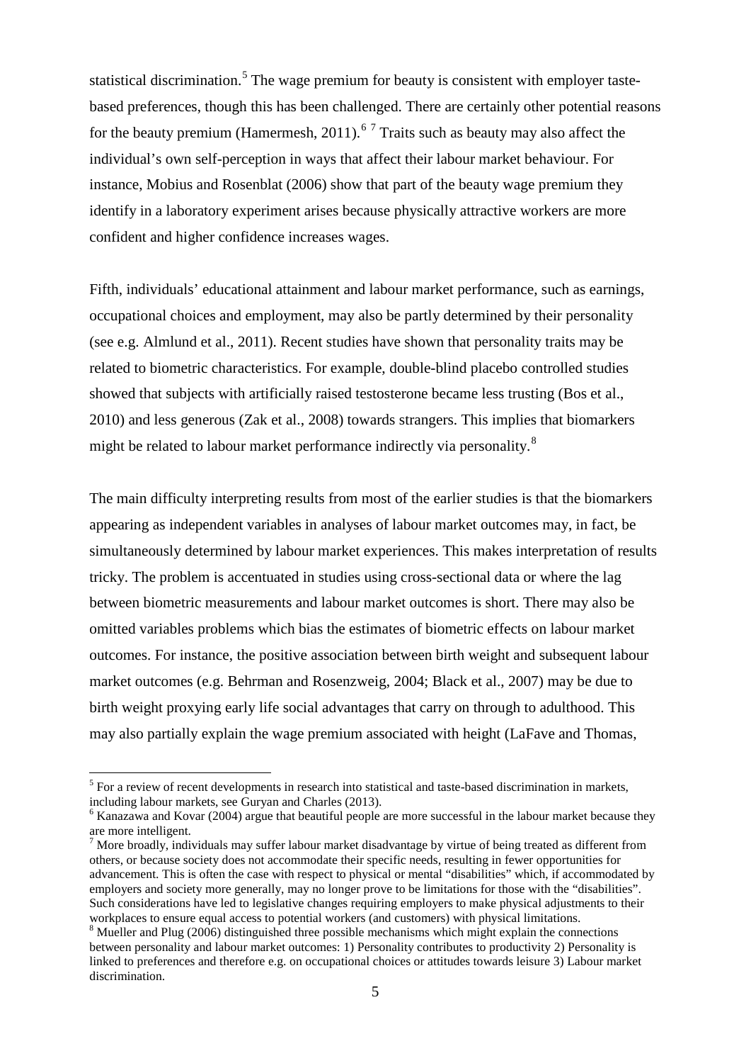statistical discrimination.[5] The wage premium for beauty is consistent with employer taste-based preferences, though this has been challenged. There are certainly other potential reasons for the beauty premium (Hamermesh, 2011).[6] [7] Traits such as beauty may also affect the individual's own self-perception in ways that affect their labour market behaviour. For instance, Mobius and Rosenblat (2006) show that part of the beauty wage premium they identify in a laboratory experiment arises because physically attractive workers are more confident and higher confidence increases wages.

Fifth, individuals' educational attainment and labour market performance, such as earnings, occupational choices and employment, may also be partly determined by their personality (see e.g. Almlund et al., 2011). Recent studies have shown that personality traits may be related to biometric characteristics. For example, double-blind placebo controlled studies showed that subjects with artificially raised testosterone became less trusting (Bos et al., 2010) and less generous (Zak et al., 2008) towards strangers. This implies that biomarkers might be related to labour market performance indirectly via personality.[8]

The main difficulty interpreting results from most of the earlier studies is that the biomarkers appearing as independent variables in analyses of labour market outcomes may, in fact, be simultaneously determined by labour market experiences. This makes interpretation of results tricky. The problem is accentuated in studies using cross-sectional data or where the lag between biometric measurements and labour market outcomes is short. There may also be omitted variables problems which bias the estimates of biometric effects on labour market outcomes. For instance, the positive association between birth weight and subsequent labour market outcomes (e.g. Behrman and Rosenzweig, 2004; Black et al., 2007) may be due to birth weight proxying early life social advantages that carry on through to adulthood. This may also partially explain the wage premium associated with height (LaFave and Thomas,

[5] For a review of recent developments in research into statistical and taste-based discrimination in markets, including labour markets, see Guryan and Charles (2013).

[6] Kanazawa and Kovar (2004) argue that beautiful people are more successful in the labour market because they are more intelligent.

[7] More broadly, individuals may suffer labour market disadvantage by virtue of being treated as different from others, or because society does not accommodate their specific needs, resulting in fewer opportunities for advancement. This is often the case with respect to physical or mental "disabilities" which, if accommodated by employers and society more generally, may no longer prove to be limitations for those with the "disabilities". Such considerations have led to legislative changes requiring employers to make physical adjustments to their workplaces to ensure equal access to potential workers (and customers) with physical limitations.

[8] Mueller and Plug (2006) distinguished three possible mechanisms which might explain the connections between personality and labour market outcomes: 1) Personality contributes to productivity 2) Personality is linked to preferences and therefore e.g. on occupational choices or attitudes towards leisure 3) Labour market discrimination.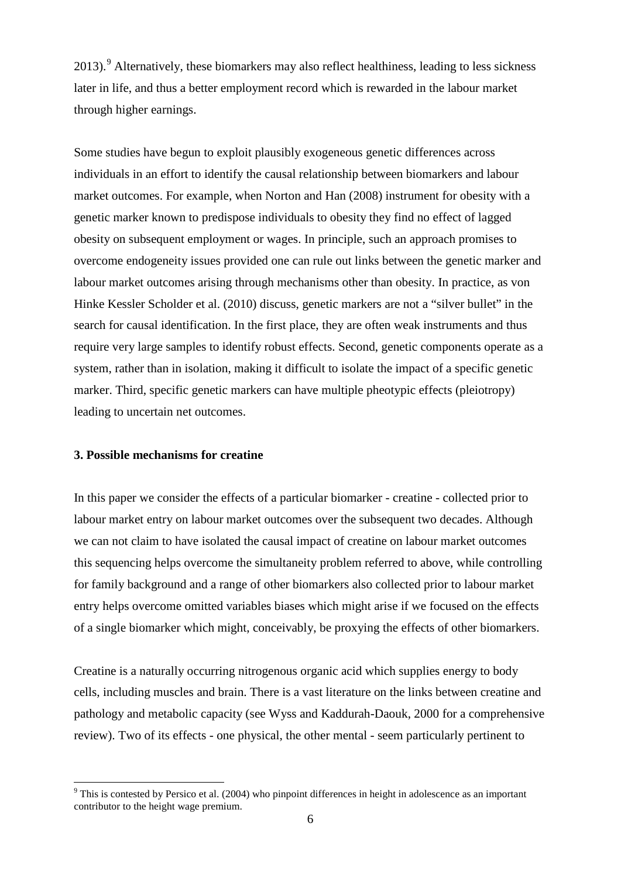2013).[9] Alternatively, these biomarkers may also reflect healthiness, leading to less sickness later in life, and thus a better employment record which is rewarded in the labour market through higher earnings.

Some studies have begun to exploit plausibly exogeneous genetic differences across individuals in an effort to identify the causal relationship between biomarkers and labour market outcomes. For example, when Norton and Han (2008) instrument for obesity with a genetic marker known to predispose individuals to obesity they find no effect of lagged obesity on subsequent employment or wages. In principle, such an approach promises to overcome endogeneity issues provided one can rule out links between the genetic marker and labour market outcomes arising through mechanisms other than obesity. In practice, as von Hinke Kessler Scholder et al. (2010) discuss, genetic markers are not a "silver bullet" in the search for causal identification. In the first place, they are often weak instruments and thus require very large samples to identify robust effects. Second, genetic components operate as a system, rather than in isolation, making it difficult to isolate the impact of a specific genetic marker. Third, specific genetic markers can have multiple pheotypic effects (pleiotropy) leading to uncertain net outcomes.

### 3. Possible mechanisms for creatine

In this paper we consider the effects of a particular biomarker - creatine - collected prior to labour market entry on labour market outcomes over the subsequent two decades. Although we can not claim to have isolated the causal impact of creatine on labour market outcomes this sequencing helps overcome the simultaneity problem referred to above, while controlling for family background and a range of other biomarkers also collected prior to labour market entry helps overcome omitted variables biases which might arise if we focused on the effects of a single biomarker which might, conceivably, be proxying the effects of other biomarkers.

Creatine is a naturally occurring nitrogenous organic acid which supplies energy to body cells, including muscles and brain. There is a vast literature on the links between creatine and pathology and metabolic capacity (see Wyss and Kaddurah-Daouk, 2000 for a comprehensive review). Two of its effects - one physical, the other mental - seem particularly pertinent to

[9] This is contested by Persico et al. (2004) who pinpoint differences in height in adolescence as an important contributor to the height wage premium.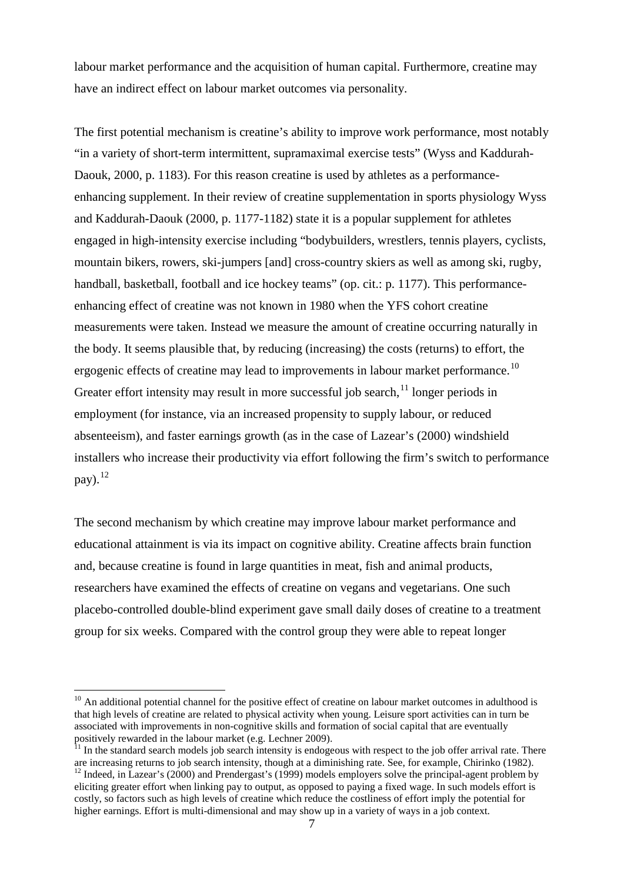labour market performance and the acquisition of human capital. Furthermore, creatine may have an indirect effect on labour market outcomes via personality.

The first potential mechanism is creatine's ability to improve work performance, most notably "in a variety of short-term intermittent, supramaximal exercise tests" (Wyss and Kaddurah-Daouk, 2000, p. 1183). For this reason creatine is used by athletes as a performance-enhancing supplement. In their review of creatine supplementation in sports physiology Wyss and Kaddurah-Daouk (2000, p. 1177-1182) state it is a popular supplement for athletes engaged in high-intensity exercise including "bodybuilders, wrestlers, tennis players, cyclists, mountain bikers, rowers, ski-jumpers [and] cross-country skiers as well as among ski, rugby, handball, basketball, football and ice hockey teams" (op. cit.: p. 1177). This performance-enhancing effect of creatine was not known in 1980 when the YFS cohort creatine measurements were taken. Instead we measure the amount of creatine occurring naturally in the body. It seems plausible that, by reducing (increasing) the costs (returns) to effort, the ergogenic effects of creatine may lead to improvements in labour market performance.[10] Greater effort intensity may result in more successful job search,[11] longer periods in employment (for instance, via an increased propensity to supply labour, or reduced absenteeism), and faster earnings growth (as in the case of Lazear's (2000) windshield installers who increase their productivity via effort following the firm's switch to performance pay).[12]

The second mechanism by which creatine may improve labour market performance and educational attainment is via its impact on cognitive ability. Creatine affects brain function and, because creatine is found in large quantities in meat, fish and animal products, researchers have examined the effects of creatine on vegans and vegetarians. One such placebo-controlled double-blind experiment gave small daily doses of creatine to a treatment group for six weeks. Compared with the control group they were able to repeat longer

---

[10] An additional potential channel for the positive effect of creatine on labour market outcomes in adulthood is that high levels of creatine are related to physical activity when young. Leisure sport activities can in turn be associated with improvements in non-cognitive skills and formation of social capital that are eventually positively rewarded in the labour market (e.g. Lechner 2009).

[11] In the standard search models job search intensity is endogeous with respect to the job offer arrival rate. There are increasing returns to job search intensity, though at a diminishing rate. See, for example, Chirinko (1982).

[12] Indeed, in Lazear's (2000) and Prendergast's (1999) models employers solve the principal-agent problem by eliciting greater effort when linking pay to output, as opposed to paying a fixed wage. In such models effort is costly, so factors such as high levels of creatine which reduce the costliness of effort imply the potential for higher earnings. Effort is multi-dimensional and may show up in a variety of ways in a job context.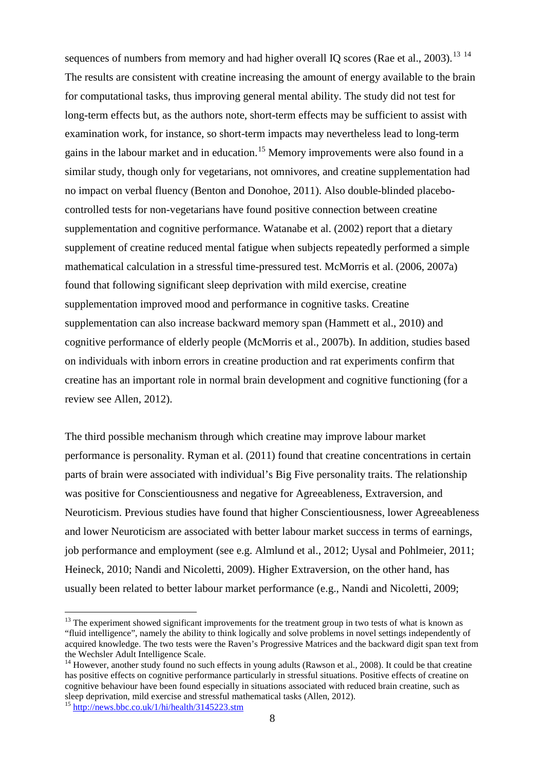sequences of numbers from memory and had higher overall IQ scores (Rae et al., 2003).[13] [14] The results are consistent with creatine increasing the amount of energy available to the brain for computational tasks, thus improving general mental ability. The study did not test for long-term effects but, as the authors note, short-term effects may be sufficient to assist with examination work, for instance, so short-term impacts may nevertheless lead to long-term gains in the labour market and in education.[15] Memory improvements were also found in a similar study, though only for vegetarians, not omnivores, and creatine supplementation had no impact on verbal fluency (Benton and Donohoe, 2011). Also double-blinded placebo-controlled tests for non-vegetarians have found positive connection between creatine supplementation and cognitive performance. Watanabe et al. (2002) report that a dietary supplement of creatine reduced mental fatigue when subjects repeatedly performed a simple mathematical calculation in a stressful time-pressured test. McMorris et al. (2006, 2007a) found that following significant sleep deprivation with mild exercise, creatine supplementation improved mood and performance in cognitive tasks. Creatine supplementation can also increase backward memory span (Hammett et al., 2010) and cognitive performance of elderly people (McMorris et al., 2007b). In addition, studies based on individuals with inborn errors in creatine production and rat experiments confirm that creatine has an important role in normal brain development and cognitive functioning (for a review see Allen, 2012).

The third possible mechanism through which creatine may improve labour market performance is personality. Ryman et al. (2011) found that creatine concentrations in certain parts of brain were associated with individual's Big Five personality traits. The relationship was positive for Conscientiousness and negative for Agreeableness, Extraversion, and Neuroticism. Previous studies have found that higher Conscientiousness, lower Agreeableness and lower Neuroticism are associated with better labour market success in terms of earnings, job performance and employment (see e.g. Almlund et al., 2012; Uysal and Pohlmeier, 2011; Heineck, 2010; Nandi and Nicoletti, 2009). Higher Extraversion, on the other hand, has usually been related to better labour market performance (e.g., Nandi and Nicoletti, 2009;

[13] The experiment showed significant improvements for the treatment group in two tests of what is known as "fluid intelligence", namely the ability to think logically and solve problems in novel settings independently of acquired knowledge. The two tests were the Raven's Progressive Matrices and the backward digit span text from the Wechsler Adult Intelligence Scale.

[14] However, another study found no such effects in young adults (Rawson et al., 2008). It could be that creatine has positive effects on cognitive performance particularly in stressful situations. Positive effects of creatine on cognitive behaviour have been found especially in situations associated with reduced brain creatine, such as sleep deprivation, mild exercise and stressful mathematical tasks (Allen, 2012).

[15] http://news.bbc.co.uk/1/hi/health/3145223.stm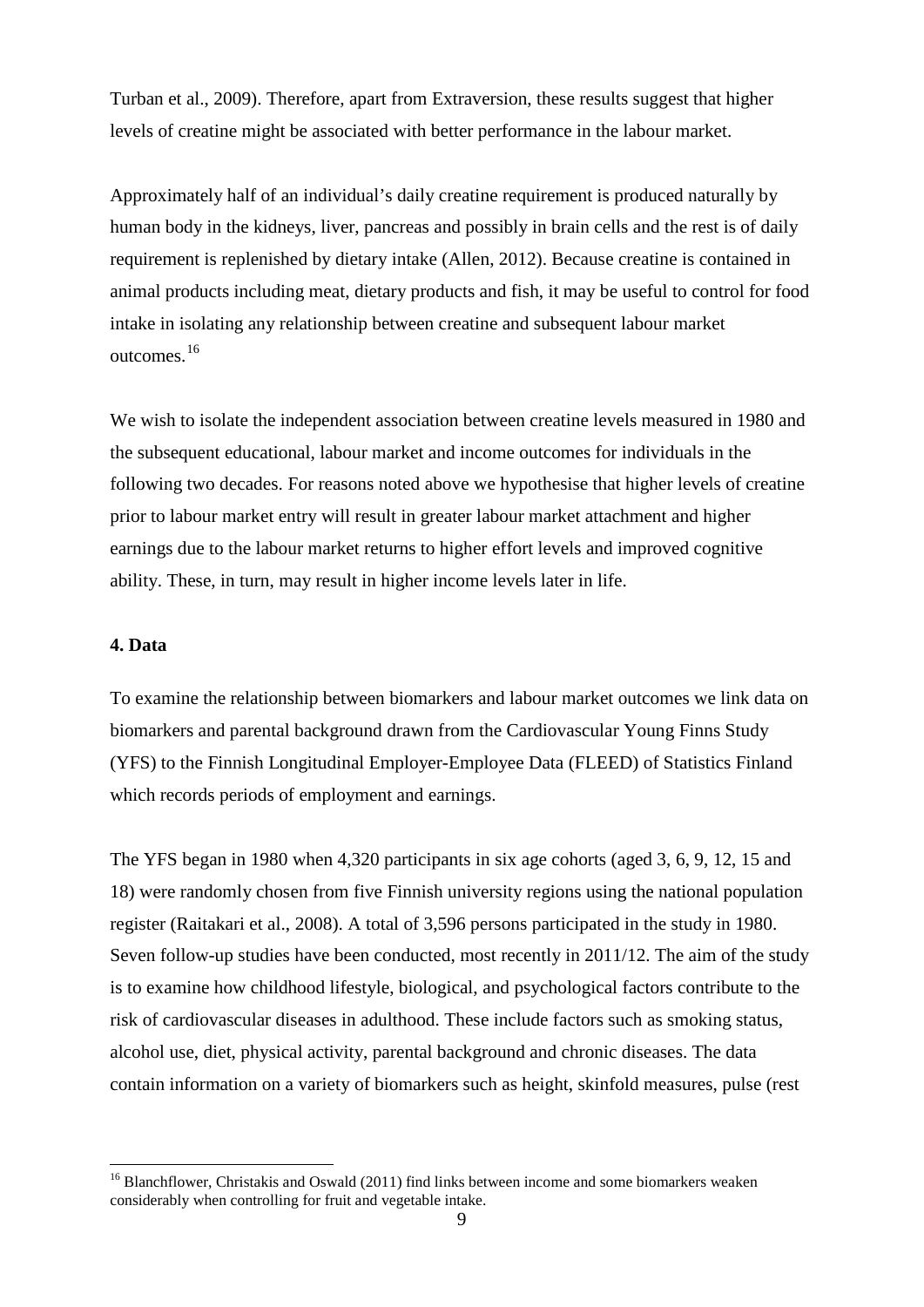Turban et al., 2009). Therefore, apart from Extraversion, these results suggest that higher levels of creatine might be associated with better performance in the labour market.

Approximately half of an individual's daily creatine requirement is produced naturally by human body in the kidneys, liver, pancreas and possibly in brain cells and the rest is of daily requirement is replenished by dietary intake (Allen, 2012). Because creatine is contained in animal products including meat, dietary products and fish, it may be useful to control for food intake in isolating any relationship between creatine and subsequent labour market outcomes.[16]

We wish to isolate the independent association between creatine levels measured in 1980 and the subsequent educational, labour market and income outcomes for individuals in the following two decades. For reasons noted above we hypothesise that higher levels of creatine prior to labour market entry will result in greater labour market attachment and higher earnings due to the labour market returns to higher effort levels and improved cognitive ability. These, in turn, may result in higher income levels later in life.

**4. Data**

To examine the relationship between biomarkers and labour market outcomes we link data on biomarkers and parental background drawn from the Cardiovascular Young Finns Study (YFS) to the Finnish Longitudinal Employer-Employee Data (FLEED) of Statistics Finland which records periods of employment and earnings.

The YFS began in 1980 when 4,320 participants in six age cohorts (aged 3, 6, 9, 12, 15 and 18) were randomly chosen from five Finnish university regions using the national population register (Raitakari et al., 2008). A total of 3,596 persons participated in the study in 1980. Seven follow-up studies have been conducted, most recently in 2011/12. The aim of the study is to examine how childhood lifestyle, biological, and psychological factors contribute to the risk of cardiovascular diseases in adulthood. These include factors such as smoking status, alcohol use, diet, physical activity, parental background and chronic diseases. The data contain information on a variety of biomarkers such as height, skinfold measures, pulse (rest

[16] Blanchflower, Christakis and Oswald (2011) find links between income and some biomarkers weaken considerably when controlling for fruit and vegetable intake.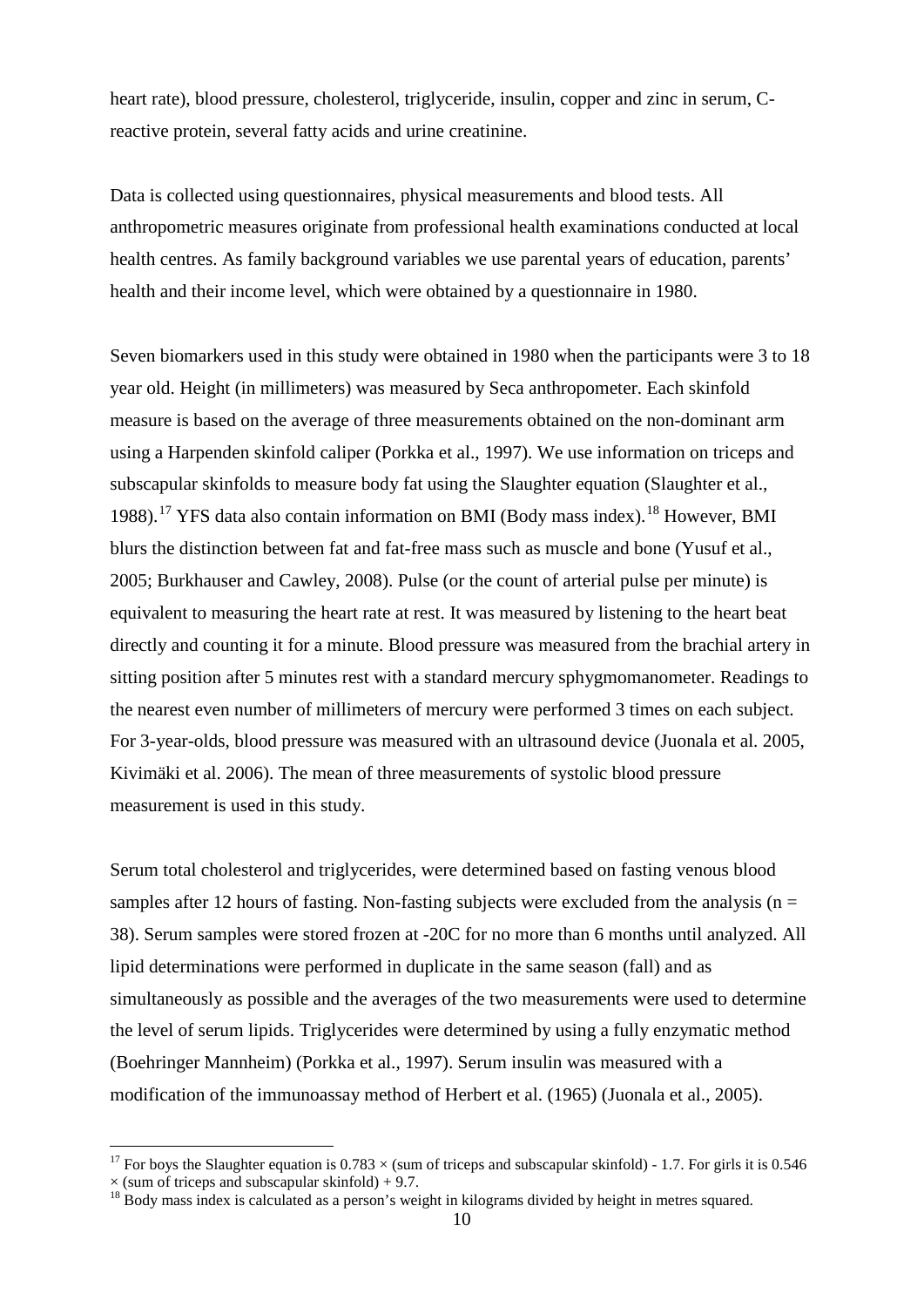heart rate), blood pressure, cholesterol, triglyceride, insulin, copper and zinc in serum, C-reactive protein, several fatty acids and urine creatinine.

Data is collected using questionnaires, physical measurements and blood tests. All anthropometric measures originate from professional health examinations conducted at local health centres. As family background variables we use parental years of education, parents' health and their income level, which were obtained by a questionnaire in 1980.

Seven biomarkers used in this study were obtained in 1980 when the participants were 3 to 18 year old. Height (in millimeters) was measured by Seca anthropometer. Each skinfold measure is based on the average of three measurements obtained on the non-dominant arm using a Harpenden skinfold caliper (Porkka et al., 1997). We use information on triceps and subscapular skinfolds to measure body fat using the Slaughter equation (Slaughter et al., 1988).[17] YFS data also contain information on BMI (Body mass index).[18] However, BMI blurs the distinction between fat and fat-free mass such as muscle and bone (Yusuf et al., 2005; Burkhauser and Cawley, 2008). Pulse (or the count of arterial pulse per minute) is equivalent to measuring the heart rate at rest. It was measured by listening to the heart beat directly and counting it for a minute. Blood pressure was measured from the brachial artery in sitting position after 5 minutes rest with a standard mercury sphygmomanometer. Readings to the nearest even number of millimeters of mercury were performed 3 times on each subject. For 3-year-olds, blood pressure was measured with an ultrasound device (Juonala et al. 2005, Kivimäki et al. 2006). The mean of three measurements of systolic blood pressure measurement is used in this study.

Serum total cholesterol and triglycerides, were determined based on fasting venous blood samples after 12 hours of fasting. Non-fasting subjects were excluded from the analysis (n = 38). Serum samples were stored frozen at -20C for no more than 6 months until analyzed. All lipid determinations were performed in duplicate in the same season (fall) and as simultaneously as possible and the averages of the two measurements were used to determine the level of serum lipids. Triglycerides were determined by using a fully enzymatic method (Boehringer Mannheim) (Porkka et al., 1997). Serum insulin was measured with a modification of the immunoassay method of Herbert et al. (1965) (Juonala et al., 2005).

---

[17] For boys the Slaughter equation is $0.783 \times$ (sum of triceps and subscapular skinfold) - 1.7. For girls it is $0.546 \times$ (sum of triceps and subscapular skinfold) + 9.7.

[18] Body mass index is calculated as a person's weight in kilograms divided by height in metres squared.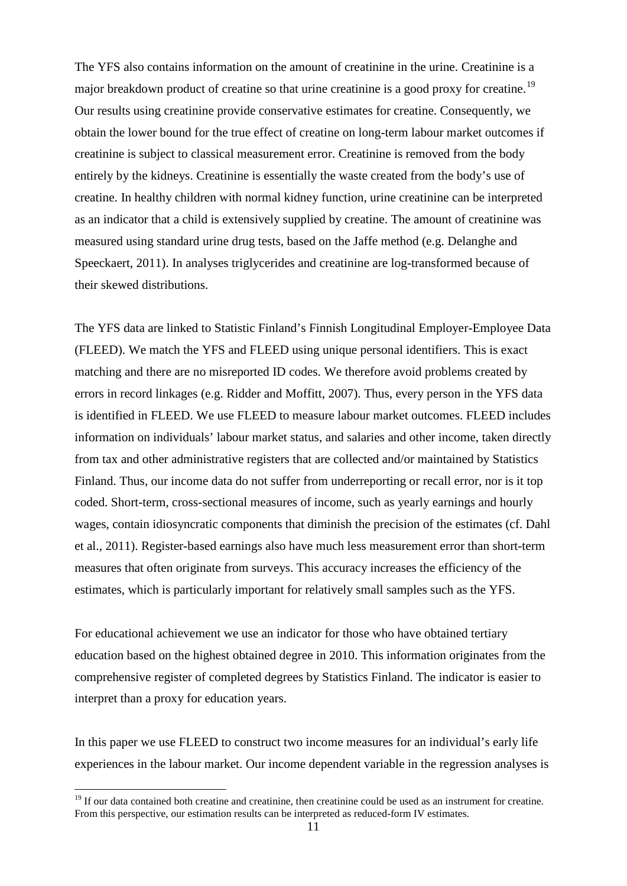The YFS also contains information on the amount of creatinine in the urine. Creatinine is a major breakdown product of creatine so that urine creatinine is a good proxy for creatine.[19] Our results using creatinine provide conservative estimates for creatine. Consequently, we obtain the lower bound for the true effect of creatine on long-term labour market outcomes if creatinine is subject to classical measurement error. Creatinine is removed from the body entirely by the kidneys. Creatinine is essentially the waste created from the body's use of creatine. In healthy children with normal kidney function, urine creatinine can be interpreted as an indicator that a child is extensively supplied by creatine. The amount of creatinine was measured using standard urine drug tests, based on the Jaffe method (e.g. Delanghe and Speeckaert, 2011). In analyses triglycerides and creatinine are log-transformed because of their skewed distributions.

The YFS data are linked to Statistic Finland's Finnish Longitudinal Employer-Employee Data (FLEED). We match the YFS and FLEED using unique personal identifiers. This is exact matching and there are no misreported ID codes. We therefore avoid problems created by errors in record linkages (e.g. Ridder and Moffitt, 2007). Thus, every person in the YFS data is identified in FLEED. We use FLEED to measure labour market outcomes. FLEED includes information on individuals' labour market status, and salaries and other income, taken directly from tax and other administrative registers that are collected and/or maintained by Statistics Finland. Thus, our income data do not suffer from underreporting or recall error, nor is it top coded. Short-term, cross-sectional measures of income, such as yearly earnings and hourly wages, contain idiosyncratic components that diminish the precision of the estimates (cf. Dahl et al., 2011). Register-based earnings also have much less measurement error than short-term measures that often originate from surveys. This accuracy increases the efficiency of the estimates, which is particularly important for relatively small samples such as the YFS.

For educational achievement we use an indicator for those who have obtained tertiary education based on the highest obtained degree in 2010. This information originates from the comprehensive register of completed degrees by Statistics Finland. The indicator is easier to interpret than a proxy for education years.

In this paper we use FLEED to construct two income measures for an individual's early life experiences in the labour market. Our income dependent variable in the regression analyses is

[19] If our data contained both creatine and creatinine, then creatinine could be used as an instrument for creatine. From this perspective, our estimation results can be interpreted as reduced-form IV estimates.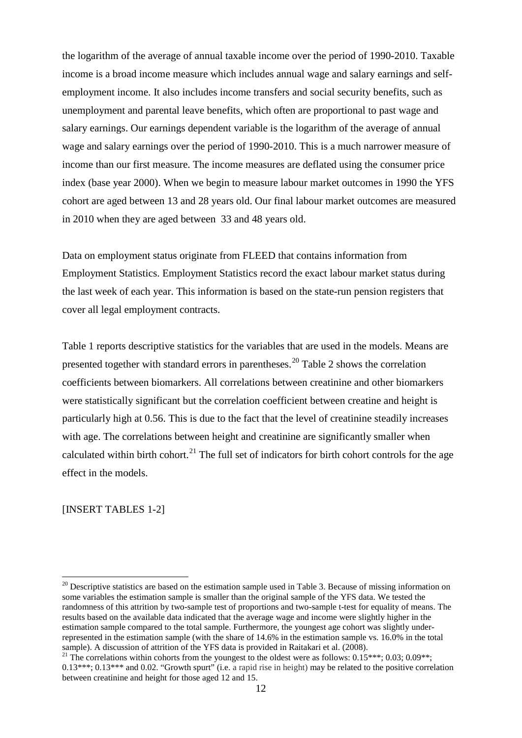the logarithm of the average of annual taxable income over the period of 1990-2010. Taxable income is a broad income measure which includes annual wage and salary earnings and self-employment income. It also includes income transfers and social security benefits, such as unemployment and parental leave benefits, which often are proportional to past wage and salary earnings. Our earnings dependent variable is the logarithm of the average of annual wage and salary earnings over the period of 1990-2010. This is a much narrower measure of income than our first measure. The income measures are deflated using the consumer price index (base year 2000). When we begin to measure labour market outcomes in 1990 the YFS cohort are aged between 13 and 28 years old. Our final labour market outcomes are measured in 2010 when they are aged between 33 and 48 years old.

Data on employment status originate from FLEED that contains information from Employment Statistics. Employment Statistics record the exact labour market status during the last week of each year. This information is based on the state-run pension registers that cover all legal employment contracts.

Table 1 reports descriptive statistics for the variables that are used in the models. Means are presented together with standard errors in parentheses.[20] Table 2 shows the correlation coefficients between biomarkers. All correlations between creatinine and other biomarkers were statistically significant but the correlation coefficient between creatine and height is particularly high at 0.56. This is due to the fact that the level of creatinine steadily increases with age. The correlations between height and creatinine are significantly smaller when calculated within birth cohort.[21] The full set of indicators for birth cohort controls for the age effect in the models.

[INSERT TABLES 1-2]

[20] Descriptive statistics are based on the estimation sample used in Table 3. Because of missing information on some variables the estimation sample is smaller than the original sample of the YFS data. We tested the randomness of this attrition by two-sample test of proportions and two-sample t-test for equality of means. The results based on the available data indicated that the average wage and income were slightly higher in the estimation sample compared to the total sample. Furthermore, the youngest age cohort was slightly under-represented in the estimation sample (with the share of 14.6% in the estimation sample vs. 16.0% in the total sample). A discussion of attrition of the YFS data is provided in Raitakari et al. (2008).

[21] The correlations within cohorts from the youngest to the oldest were as follows: 0.15***; 0.03; 0.09**; 0.13***; 0.13*** and 0.02. "Growth spurt" (i.e. a rapid rise in height) may be related to the positive correlation between creatinine and height for those aged 12 and 15.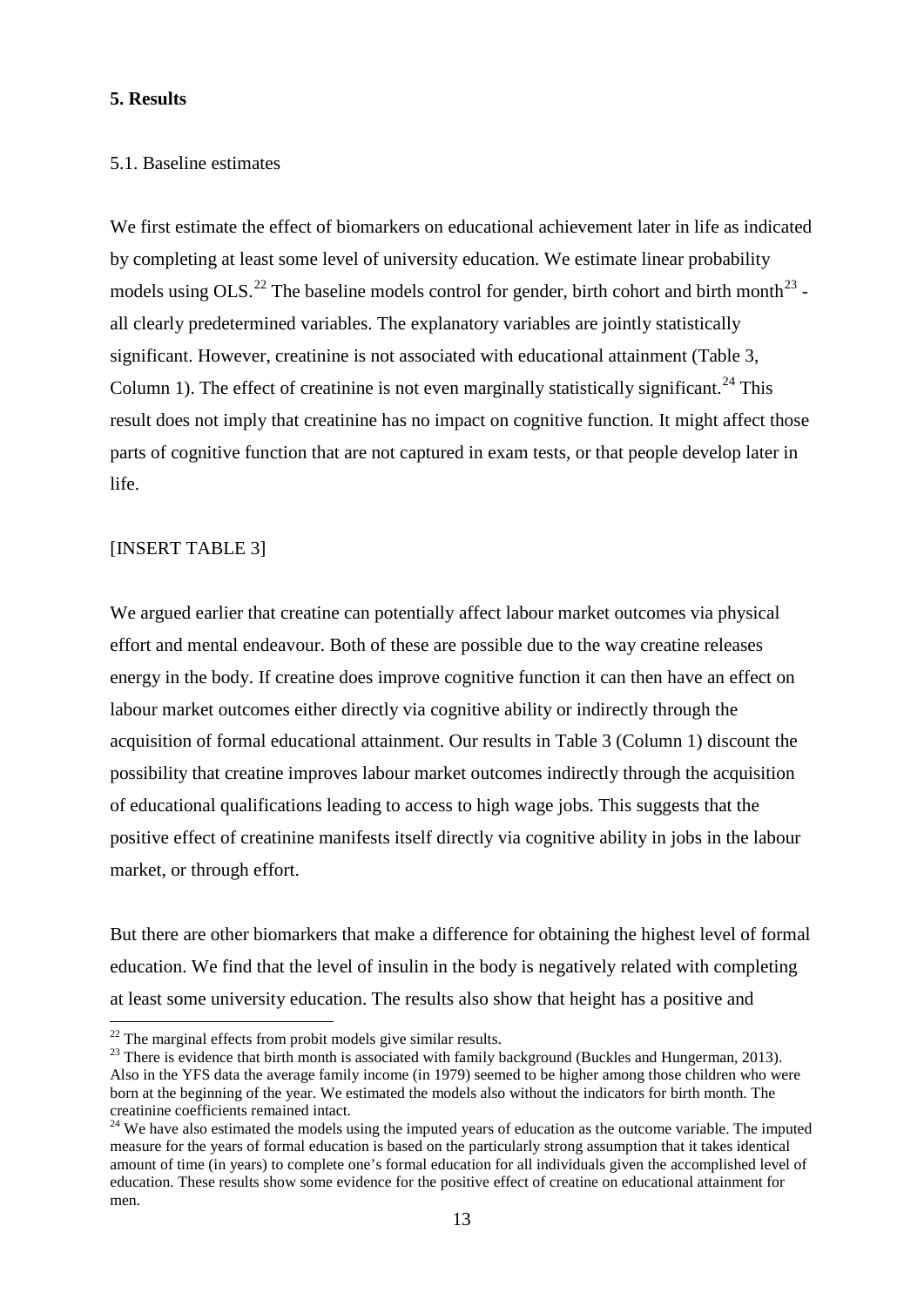## 5. Results

### 5.1. Baseline estimates

We first estimate the effect of biomarkers on educational achievement later in life as indicated by completing at least some level of university education. We estimate linear probability models using OLS.[22] The baseline models control for gender, birth cohort and birth month[23] - all clearly predetermined variables. The explanatory variables are jointly statistically significant. However, creatinine is not associated with educational attainment (Table 3, Column 1). The effect of creatinine is not even marginally statistically significant.[24] This result does not imply that creatinine has no impact on cognitive function. It might affect those parts of cognitive function that are not captured in exam tests, or that people develop later in life.

[INSERT TABLE 3]

We argued earlier that creatine can potentially affect labour market outcomes via physical effort and mental endeavour. Both of these are possible due to the way creatine releases energy in the body. If creatine does improve cognitive function it can then have an effect on labour market outcomes either directly via cognitive ability or indirectly through the acquisition of formal educational attainment. Our results in Table 3 (Column 1) discount the possibility that creatine improves labour market outcomes indirectly through the acquisition of educational qualifications leading to access to high wage jobs. This suggests that the positive effect of creatinine manifests itself directly via cognitive ability in jobs in the labour market, or through effort.

But there are other biomarkers that make a difference for obtaining the highest level of formal education. We find that the level of insulin in the body is negatively related with completing at least some university education. The results also show that height has a positive and

[22] The marginal effects from probit models give similar results.

[23] There is evidence that birth month is associated with family background (Buckles and Hungerman, 2013). Also in the YFS data the average family income (in 1979) seemed to be higher among those children who were born at the beginning of the year. We estimated the models also without the indicators for birth month. The creatinine coefficients remained intact.

[24] We have also estimated the models using the imputed years of education as the outcome variable. The imputed measure for the years of formal education is based on the particularly strong assumption that it takes identical amount of time (in years) to complete one's formal education for all individuals given the accomplished level of education. These results show some evidence for the positive effect of creatine on educational attainment for men.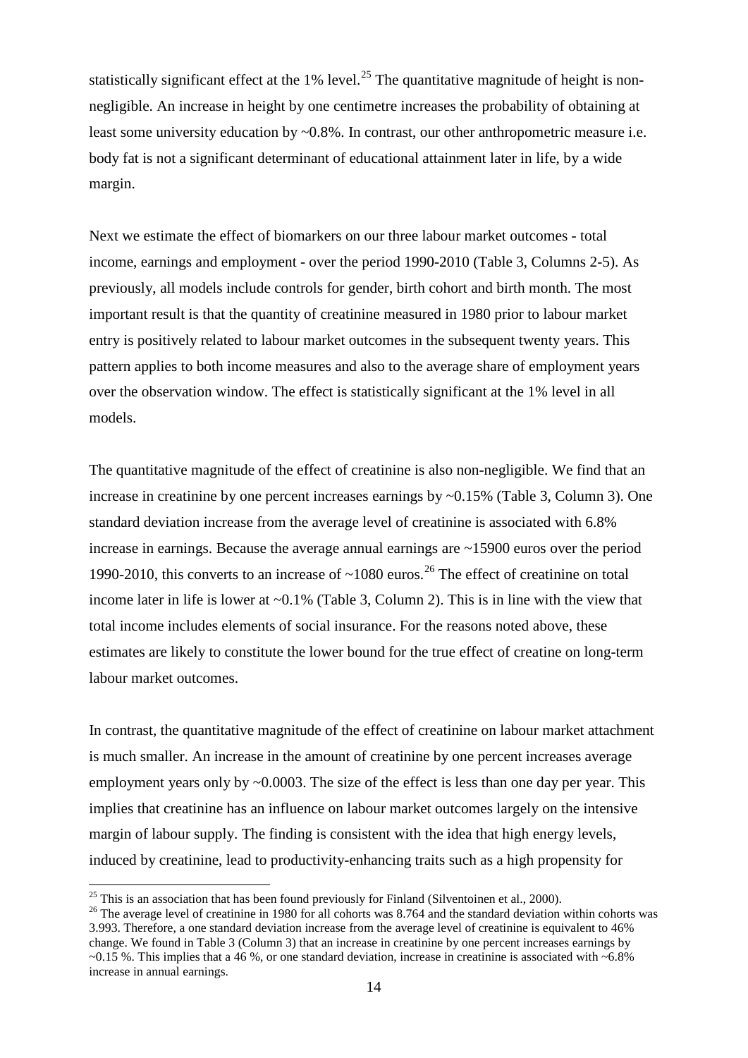statistically significant effect at the 1% level.[25] The quantitative magnitude of height is non-negligible. An increase in height by one centimetre increases the probability of obtaining at least some university education by ~0.8%. In contrast, our other anthropometric measure i.e. body fat is not a significant determinant of educational attainment later in life, by a wide margin.

Next we estimate the effect of biomarkers on our three labour market outcomes - total income, earnings and employment - over the period 1990-2010 (Table 3, Columns 2-5). As previously, all models include controls for gender, birth cohort and birth month. The most important result is that the quantity of creatinine measured in 1980 prior to labour market entry is positively related to labour market outcomes in the subsequent twenty years. This pattern applies to both income measures and also to the average share of employment years over the observation window. The effect is statistically significant at the 1% level in all models.

The quantitative magnitude of the effect of creatinine is also non-negligible. We find that an increase in creatinine by one percent increases earnings by ~0.15% (Table 3, Column 3). One standard deviation increase from the average level of creatinine is associated with 6.8% increase in earnings. Because the average annual earnings are ~15900 euros over the period 1990-2010, this converts to an increase of ~1080 euros.[26] The effect of creatinine on total income later in life is lower at ~0.1% (Table 3, Column 2). This is in line with the view that total income includes elements of social insurance. For the reasons noted above, these estimates are likely to constitute the lower bound for the true effect of creatine on long-term labour market outcomes.

In contrast, the quantitative magnitude of the effect of creatinine on labour market attachment is much smaller. An increase in the amount of creatinine by one percent increases average employment years only by ~0.0003. The size of the effect is less than one day per year. This implies that creatinine has an influence on labour market outcomes largely on the intensive margin of labour supply. The finding is consistent with the idea that high energy levels, induced by creatinine, lead to productivity-enhancing traits such as a high propensity for

---

[25] This is an association that has been found previously for Finland (Silventoinen et al., 2000).

[26] The average level of creatinine in 1980 for all cohorts was 8.764 and the standard deviation within cohorts was 3.993. Therefore, a one standard deviation increase from the average level of creatinine is equivalent to 46% change. We found in Table 3 (Column 3) that an increase in creatinine by one percent increases earnings by ~0.15 %. This implies that a 46 %, or one standard deviation, increase in creatinine is associated with ~6.8% increase in annual earnings.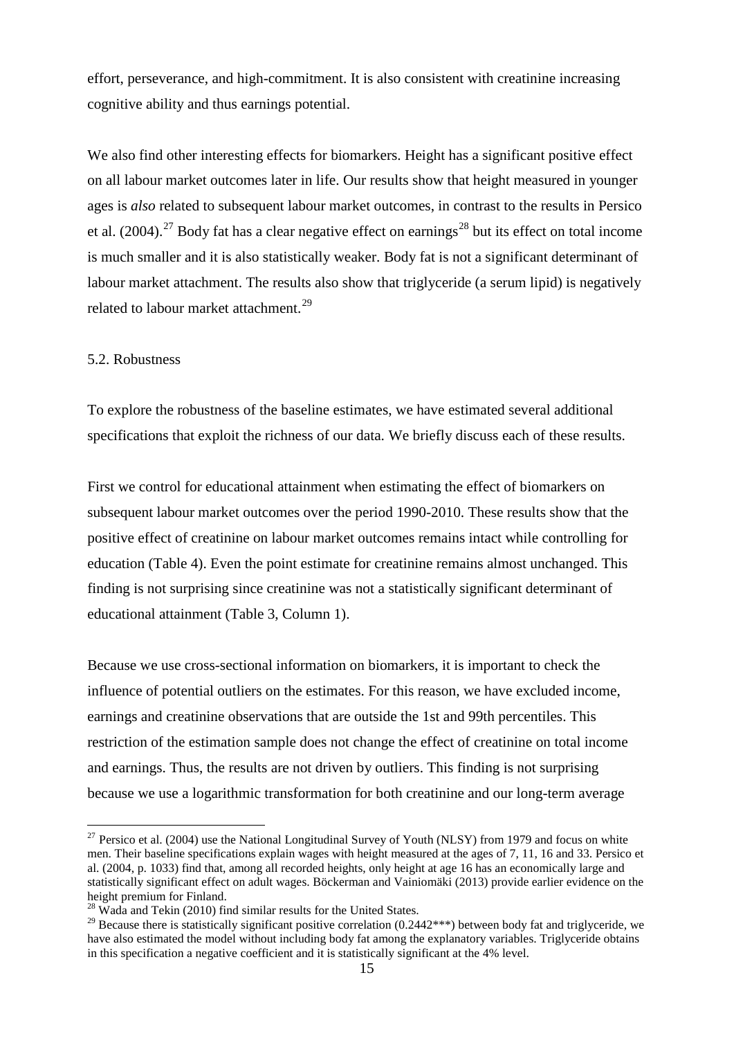effort, perseverance, and high-commitment. It is also consistent with creatinine increasing cognitive ability and thus earnings potential.

We also find other interesting effects for biomarkers. Height has a significant positive effect on all labour market outcomes later in life. Our results show that height measured in younger ages is *also* related to subsequent labour market outcomes, in contrast to the results in Persico et al. (2004).[27] Body fat has a clear negative effect on earnings[28] but its effect on total income is much smaller and it is also statistically weaker. Body fat is not a significant determinant of labour market attachment. The results also show that triglyceride (a serum lipid) is negatively related to labour market attachment.[29]

## 5.2. Robustness

To explore the robustness of the baseline estimates, we have estimated several additional specifications that exploit the richness of our data. We briefly discuss each of these results.

First we control for educational attainment when estimating the effect of biomarkers on subsequent labour market outcomes over the period 1990-2010. These results show that the positive effect of creatinine on labour market outcomes remains intact while controlling for education (Table 4). Even the point estimate for creatinine remains almost unchanged. This finding is not surprising since creatinine was not a statistically significant determinant of educational attainment (Table 3, Column 1).

Because we use cross-sectional information on biomarkers, it is important to check the influence of potential outliers on the estimates. For this reason, we have excluded income, earnings and creatinine observations that are outside the 1st and 99th percentiles. This restriction of the estimation sample does not change the effect of creatinine on total income and earnings. Thus, the results are not driven by outliers. This finding is not surprising because we use a logarithmic transformation for both creatinine and our long-term average

---

[27] Persico et al. (2004) use the National Longitudinal Survey of Youth (NLSY) from 1979 and focus on white men. Their baseline specifications explain wages with height measured at the ages of 7, 11, 16 and 33. Persico et al. (2004, p. 1033) find that, among all recorded heights, only height at age 16 has an economically large and statistically significant effect on adult wages. Böckerman and Vainiomäki (2013) provide earlier evidence on the height premium for Finland.

[28] Wada and Tekin (2010) find similar results for the United States.

[29] Because there is statistically significant positive correlation (0.2442***) between body fat and triglyceride, we have also estimated the model without including body fat among the explanatory variables. Triglyceride obtains in this specification a negative coefficient and it is statistically significant at the 4% level.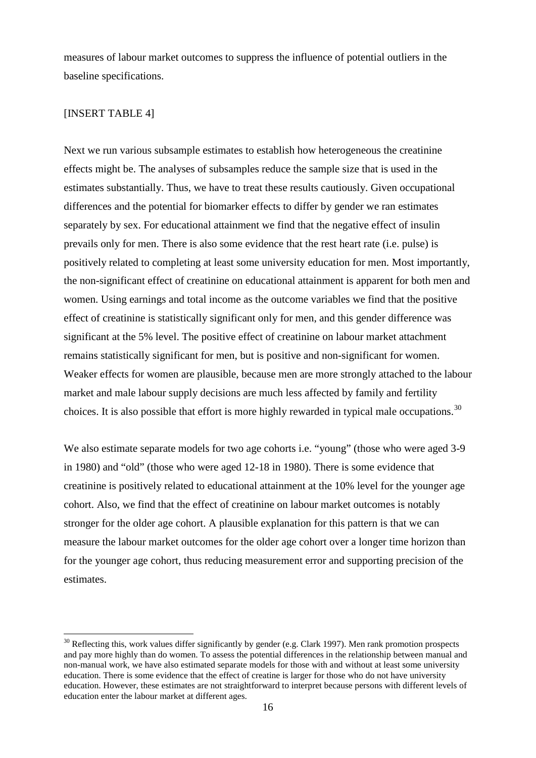measures of labour market outcomes to suppress the influence of potential outliers in the baseline specifications.

[INSERT TABLE 4]

Next we run various subsample estimates to establish how heterogeneous the creatinine effects might be. The analyses of subsamples reduce the sample size that is used in the estimates substantially. Thus, we have to treat these results cautiously. Given occupational differences and the potential for biomarker effects to differ by gender we ran estimates separately by sex. For educational attainment we find that the negative effect of insulin prevails only for men. There is also some evidence that the rest heart rate (i.e. pulse) is positively related to completing at least some university education for men. Most importantly, the non-significant effect of creatinine on educational attainment is apparent for both men and women. Using earnings and total income as the outcome variables we find that the positive effect of creatinine is statistically significant only for men, and this gender difference was significant at the 5% level. The positive effect of creatinine on labour market attachment remains statistically significant for men, but is positive and non-significant for women. Weaker effects for women are plausible, because men are more strongly attached to the labour market and male labour supply decisions are much less affected by family and fertility choices. It is also possible that effort is more highly rewarded in typical male occupations.[30]

We also estimate separate models for two age cohorts i.e. "young" (those who were aged 3-9 in 1980) and "old" (those who were aged 12-18 in 1980). There is some evidence that creatinine is positively related to educational attainment at the 10% level for the younger age cohort. Also, we find that the effect of creatinine on labour market outcomes is notably stronger for the older age cohort. A plausible explanation for this pattern is that we can measure the labour market outcomes for the older age cohort over a longer time horizon than for the younger age cohort, thus reducing measurement error and supporting precision of the estimates.

[30] Reflecting this, work values differ significantly by gender (e.g. Clark 1997). Men rank promotion prospects and pay more highly than do women. To assess the potential differences in the relationship between manual and non-manual work, we have also estimated separate models for those with and without at least some university education. There is some evidence that the effect of creatine is larger for those who do not have university education. However, these estimates are not straightforward to interpret because persons with different levels of education enter the labour market at different ages.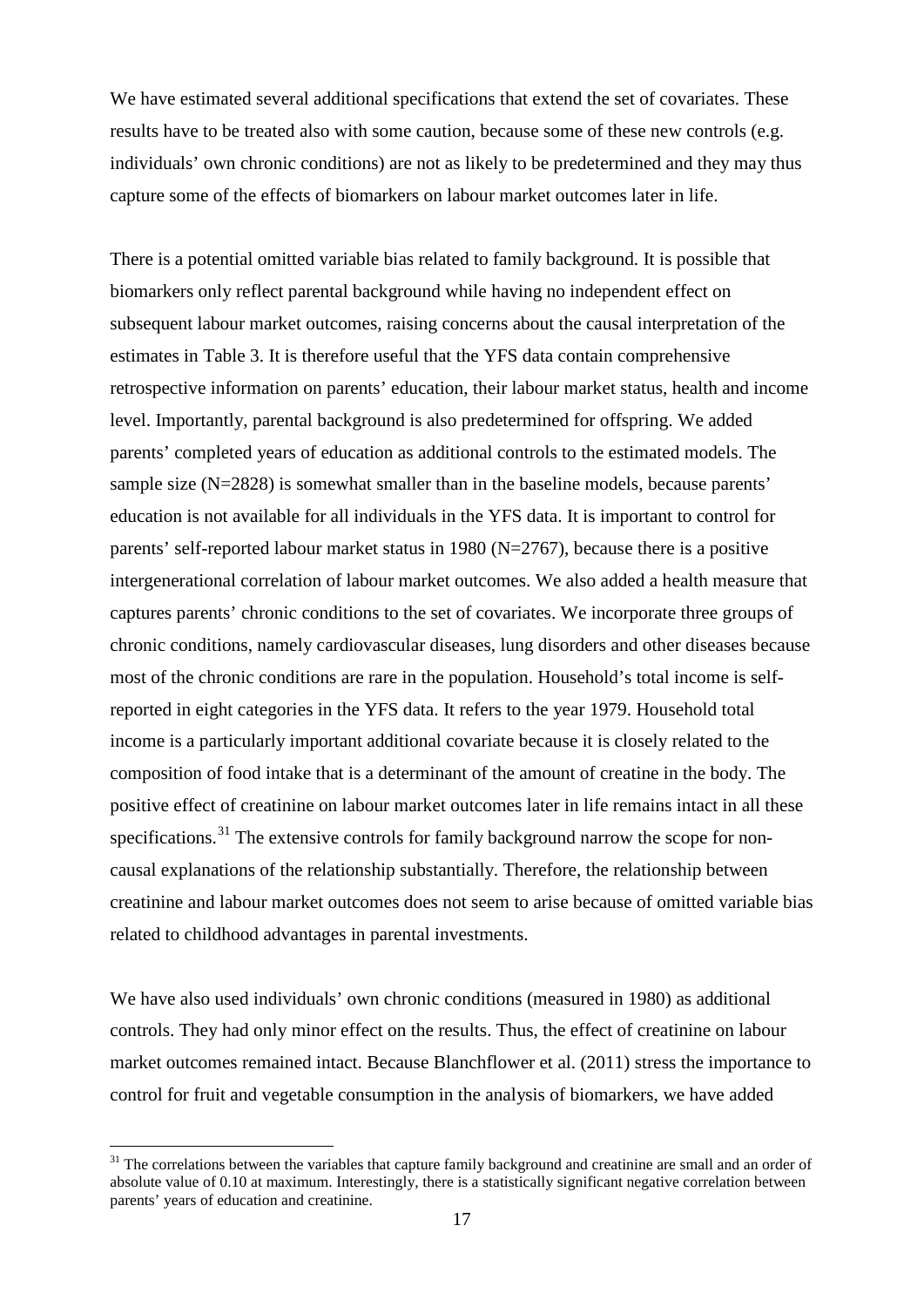We have estimated several additional specifications that extend the set of covariates. These results have to be treated also with some caution, because some of these new controls (e.g. individuals' own chronic conditions) are not as likely to be predetermined and they may thus capture some of the effects of biomarkers on labour market outcomes later in life.

There is a potential omitted variable bias related to family background. It is possible that biomarkers only reflect parental background while having no independent effect on subsequent labour market outcomes, raising concerns about the causal interpretation of the estimates in Table 3. It is therefore useful that the YFS data contain comprehensive retrospective information on parents' education, their labour market status, health and income level. Importantly, parental background is also predetermined for offspring. We added parents' completed years of education as additional controls to the estimated models. The sample size (N=2828) is somewhat smaller than in the baseline models, because parents' education is not available for all individuals in the YFS data. It is important to control for parents' self-reported labour market status in 1980 (N=2767), because there is a positive intergenerational correlation of labour market outcomes. We also added a health measure that captures parents' chronic conditions to the set of covariates. We incorporate three groups of chronic conditions, namely cardiovascular diseases, lung disorders and other diseases because most of the chronic conditions are rare in the population. Household's total income is self-reported in eight categories in the YFS data. It refers to the year 1979. Household total income is a particularly important additional covariate because it is closely related to the composition of food intake that is a determinant of the amount of creatine in the body. The positive effect of creatinine on labour market outcomes later in life remains intact in all these specifications.[31] The extensive controls for family background narrow the scope for non-causal explanations of the relationship substantially. Therefore, the relationship between creatinine and labour market outcomes does not seem to arise because of omitted variable bias related to childhood advantages in parental investments.

We have also used individuals' own chronic conditions (measured in 1980) as additional controls. They had only minor effect on the results. Thus, the effect of creatinine on labour market outcomes remained intact. Because Blanchflower et al. (2011) stress the importance to control for fruit and vegetable consumption in the analysis of biomarkers, we have added

[31] The correlations between the variables that capture family background and creatinine are small and an order of absolute value of 0.10 at maximum. Interestingly, there is a statistically significant negative correlation between parents' years of education and creatinine.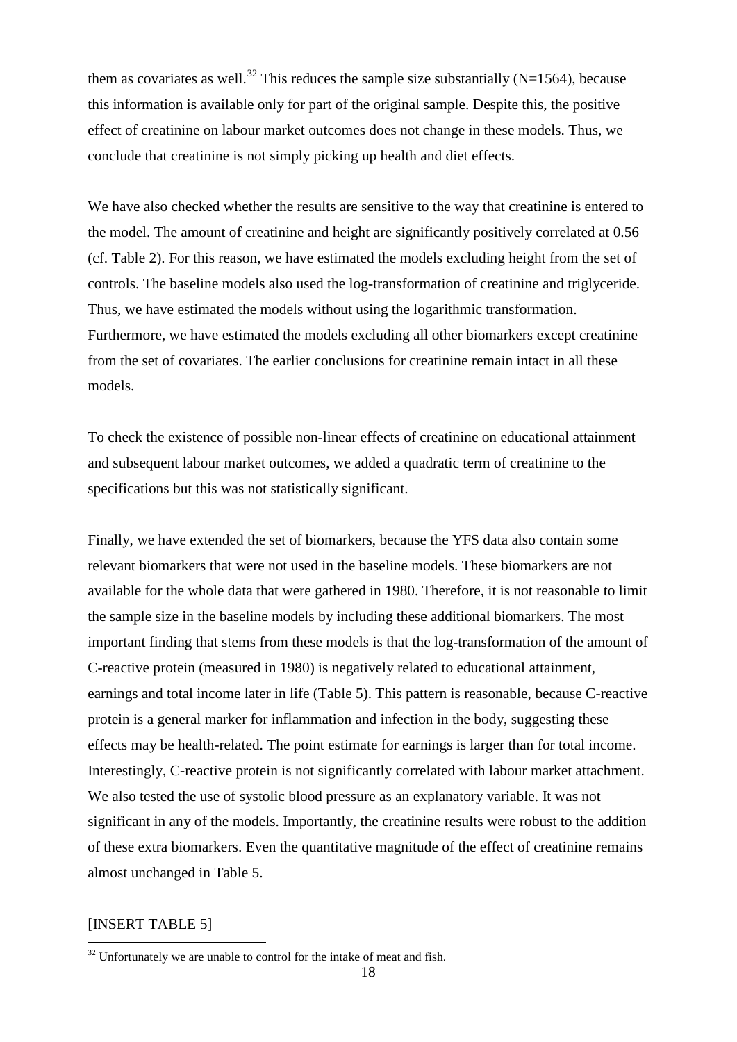them as covariates as well.[32] This reduces the sample size substantially (N=1564), because this information is available only for part of the original sample. Despite this, the positive effect of creatinine on labour market outcomes does not change in these models. Thus, we conclude that creatinine is not simply picking up health and diet effects.

We have also checked whether the results are sensitive to the way that creatinine is entered to the model. The amount of creatinine and height are significantly positively correlated at 0.56 (cf. Table 2). For this reason, we have estimated the models excluding height from the set of controls. The baseline models also used the log-transformation of creatinine and triglyceride. Thus, we have estimated the models without using the logarithmic transformation. Furthermore, we have estimated the models excluding all other biomarkers except creatinine from the set of covariates. The earlier conclusions for creatinine remain intact in all these models.

To check the existence of possible non-linear effects of creatinine on educational attainment and subsequent labour market outcomes, we added a quadratic term of creatinine to the specifications but this was not statistically significant.

Finally, we have extended the set of biomarkers, because the YFS data also contain some relevant biomarkers that were not used in the baseline models. These biomarkers are not available for the whole data that were gathered in 1980. Therefore, it is not reasonable to limit the sample size in the baseline models by including these additional biomarkers. The most important finding that stems from these models is that the log-transformation of the amount of C-reactive protein (measured in 1980) is negatively related to educational attainment, earnings and total income later in life (Table 5). This pattern is reasonable, because C-reactive protein is a general marker for inflammation and infection in the body, suggesting these effects may be health-related. The point estimate for earnings is larger than for total income. Interestingly, C-reactive protein is not significantly correlated with labour market attachment. We also tested the use of systolic blood pressure as an explanatory variable. It was not significant in any of the models. Importantly, the creatinine results were robust to the addition of these extra biomarkers. Even the quantitative magnitude of the effect of creatinine remains almost unchanged in Table 5.

[INSERT TABLE 5]

[32] Unfortunately we are unable to control for the intake of meat and fish.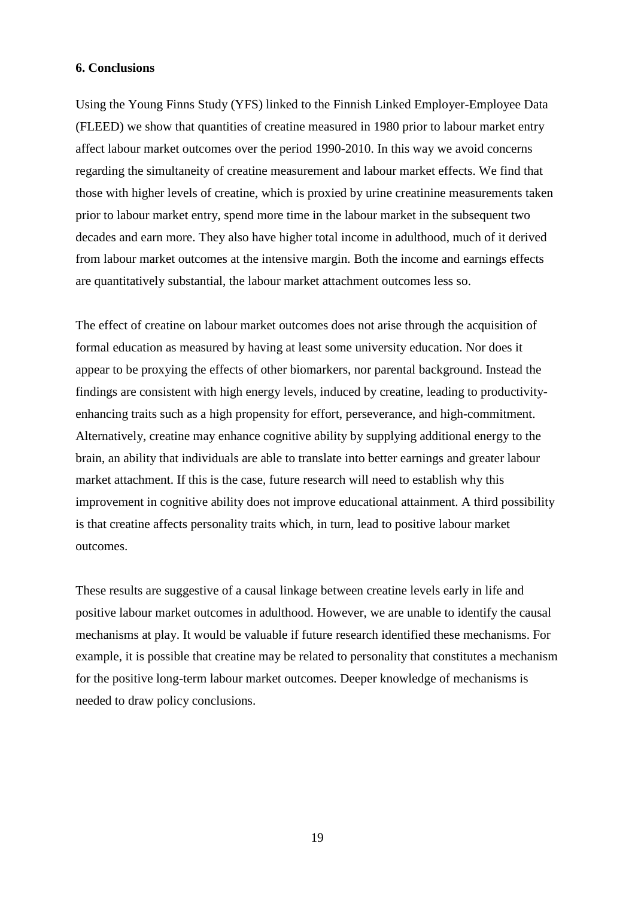## 6. Conclusions

Using the Young Finns Study (YFS) linked to the Finnish Linked Employer-Employee Data (FLEED) we show that quantities of creatine measured in 1980 prior to labour market entry affect labour market outcomes over the period 1990-2010. In this way we avoid concerns regarding the simultaneity of creatine measurement and labour market effects. We find that those with higher levels of creatine, which is proxied by urine creatinine measurements taken prior to labour market entry, spend more time in the labour market in the subsequent two decades and earn more. They also have higher total income in adulthood, much of it derived from labour market outcomes at the intensive margin. Both the income and earnings effects are quantitatively substantial, the labour market attachment outcomes less so.

The effect of creatine on labour market outcomes does not arise through the acquisition of formal education as measured by having at least some university education. Nor does it appear to be proxying the effects of other biomarkers, nor parental background. Instead the findings are consistent with high energy levels, induced by creatine, leading to productivity-enhancing traits such as a high propensity for effort, perseverance, and high-commitment. Alternatively, creatine may enhance cognitive ability by supplying additional energy to the brain, an ability that individuals are able to translate into better earnings and greater labour market attachment. If this is the case, future research will need to establish why this improvement in cognitive ability does not improve educational attainment. A third possibility is that creatine affects personality traits which, in turn, lead to positive labour market outcomes.

These results are suggestive of a causal linkage between creatine levels early in life and positive labour market outcomes in adulthood. However, we are unable to identify the causal mechanisms at play. It would be valuable if future research identified these mechanisms. For example, it is possible that creatine may be related to personality that constitutes a mechanism for the positive long-term labour market outcomes. Deeper knowledge of mechanisms is needed to draw policy conclusions.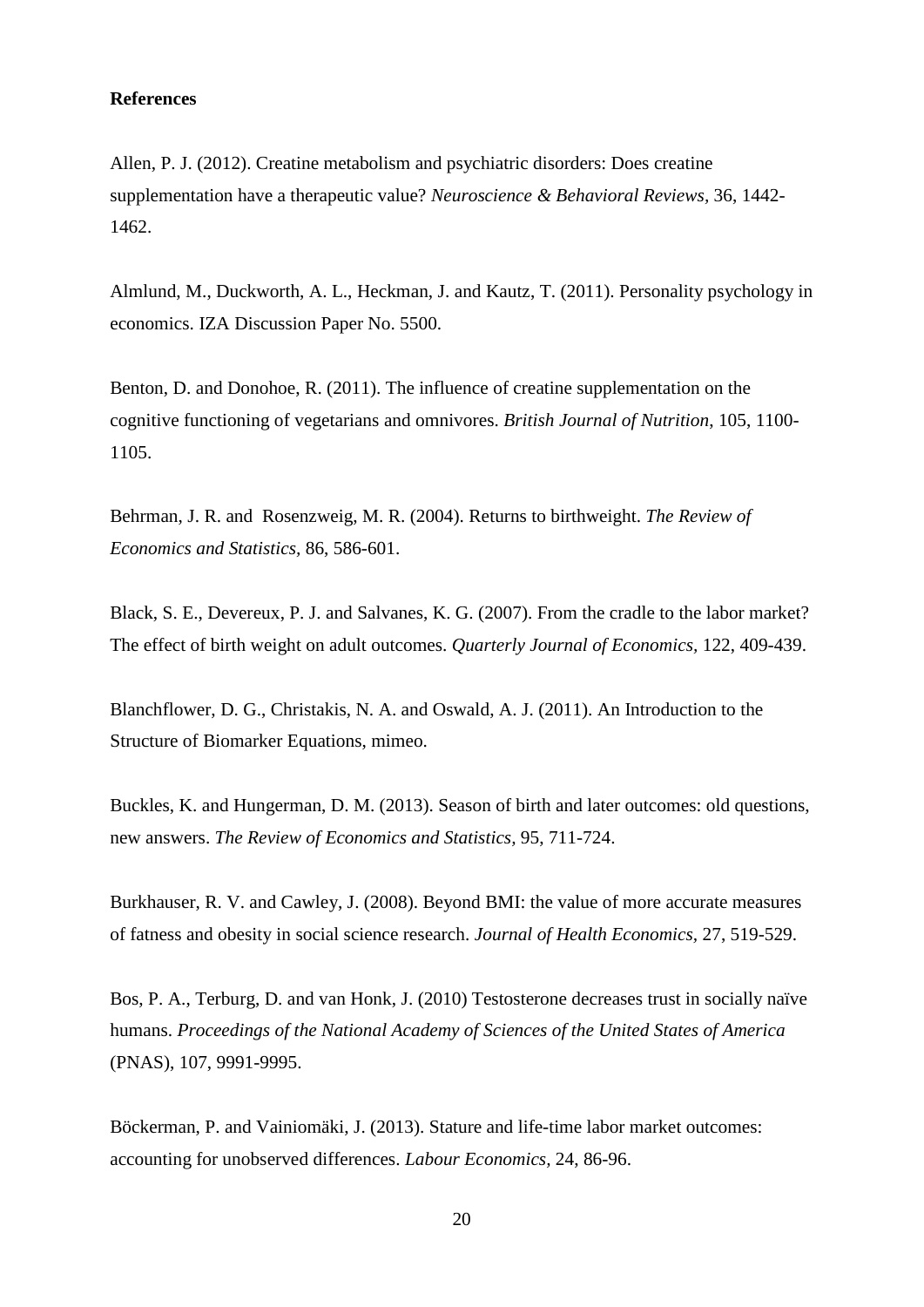**References**

Allen, P. J. (2012). Creatine metabolism and psychiatric disorders: Does creatine supplementation have a therapeutic value? *Neuroscience & Behavioral Reviews*, 36, 1442-1462.

Almlund, M., Duckworth, A. L., Heckman, J. and Kautz, T. (2011). Personality psychology in economics. IZA Discussion Paper No. 5500.

Benton, D. and Donohoe, R. (2011). The influence of creatine supplementation on the cognitive functioning of vegetarians and omnivores. *British Journal of Nutrition*, 105, 1100-1105.

Behrman, J. R. and Rosenzweig, M. R. (2004). Returns to birthweight. *The Review of Economics and Statistics,* 86, 586-601.

Black, S. E., Devereux, P. J. and Salvanes, K. G. (2007). From the cradle to the labor market? The effect of birth weight on adult outcomes. *Quarterly Journal of Economics,* 122, 409-439.

Blanchflower, D. G., Christakis, N. A. and Oswald, A. J. (2011). An Introduction to the Structure of Biomarker Equations, mimeo.

Buckles, K. and Hungerman, D. M. (2013). Season of birth and later outcomes: old questions, new answers. *The Review of Economics and Statistics*, 95, 711-724.

Burkhauser, R. V. and Cawley, J. (2008). Beyond BMI: the value of more accurate measures of fatness and obesity in social science research. *Journal of Health Economics,* 27, 519-529.

Bos, P. A., Terburg, D. and van Honk, J. (2010) Testosterone decreases trust in socially naïve humans. *Proceedings of the National Academy of Sciences of the United States of America* (PNAS), 107, 9991-9995.

Böckerman, P. and Vainiomäki, J. (2013). Stature and life-time labor market outcomes: accounting for unobserved differences. *Labour Economics,* 24, 86-96.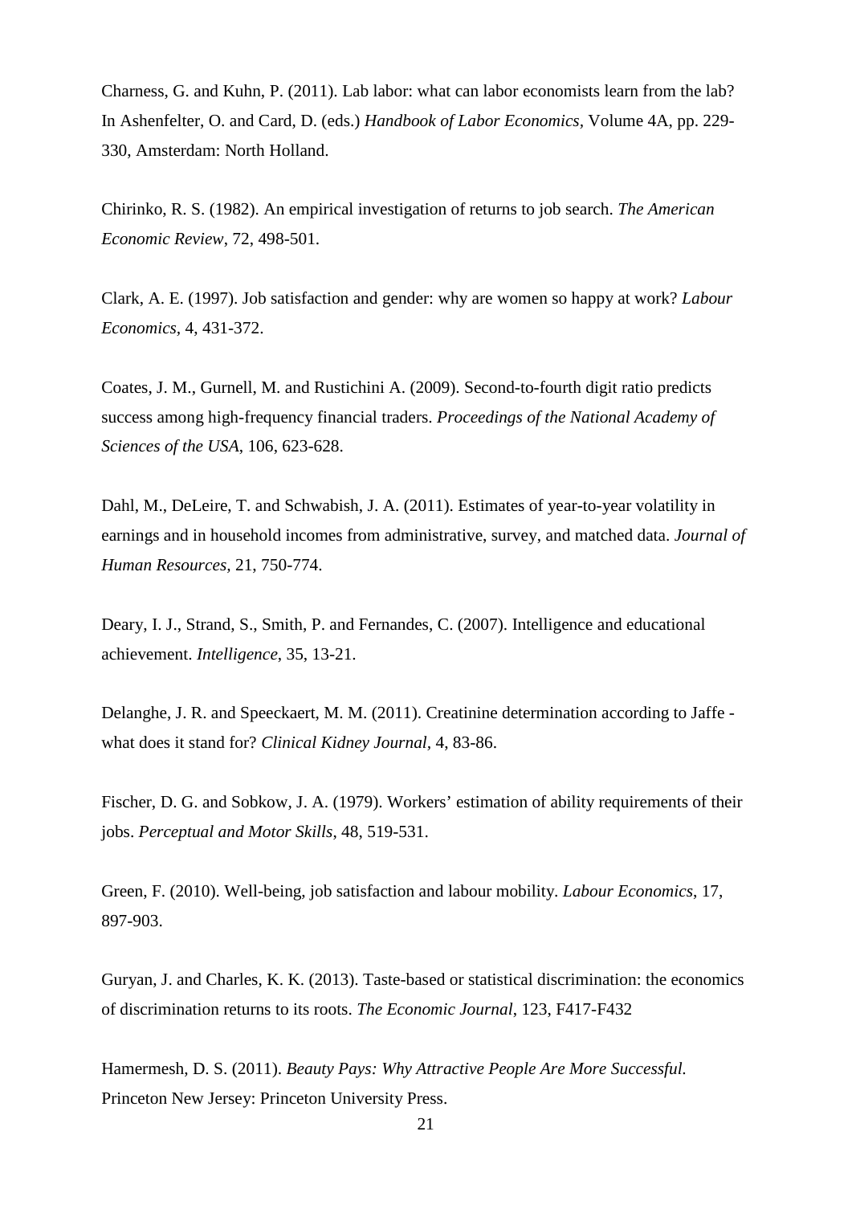Charness, G. and Kuhn, P. (2011). Lab labor: what can labor economists learn from the lab? In Ashenfelter, O. and Card, D. (eds.) *Handbook of Labor Economics*, Volume 4A, pp. 229-330, Amsterdam: North Holland.

Chirinko, R. S. (1982). An empirical investigation of returns to job search. *The American Economic Review*, 72, 498-501.

Clark, A. E. (1997). Job satisfaction and gender: why are women so happy at work? *Labour Economics*, 4, 431-372.

Coates, J. M., Gurnell, M. and Rustichini A. (2009). Second-to-fourth digit ratio predicts success among high-frequency financial traders. *Proceedings of the National Academy of Sciences of the USA*, 106, 623-628.

Dahl, M., DeLeire, T. and Schwabish, J. A. (2011). Estimates of year-to-year volatility in earnings and in household incomes from administrative, survey, and matched data. *Journal of Human Resources*, 21, 750-774.

Deary, I. J., Strand, S., Smith, P. and Fernandes, C. (2007). Intelligence and educational achievement. *Intelligence*, 35, 13-21.

Delanghe, J. R. and Speeckaert, M. M. (2011). Creatinine determination according to Jaffe - what does it stand for? *Clinical Kidney Journal*, 4, 83-86.

Fischer, D. G. and Sobkow, J. A. (1979). Workers' estimation of ability requirements of their jobs. *Perceptual and Motor Skills*, 48, 519-531.

Green, F. (2010). Well-being, job satisfaction and labour mobility. *Labour Economics*, 17, 897-903.

Guryan, J. and Charles, K. K. (2013). Taste-based or statistical discrimination: the economics of discrimination returns to its roots. *The Economic Journal*, 123, F417-F432

Hamermesh, D. S. (2011). *Beauty Pays: Why Attractive People Are More Successful.* Princeton New Jersey: Princeton University Press.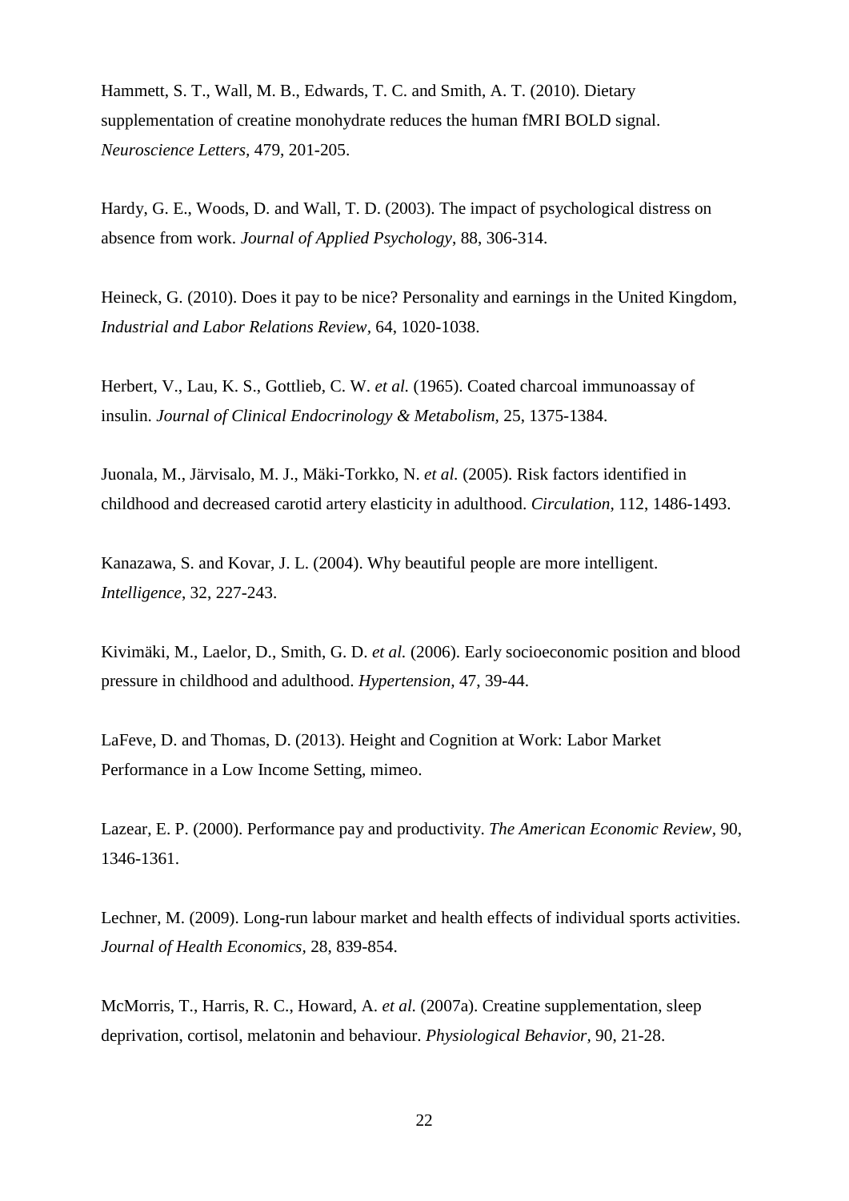Hammett, S. T., Wall, M. B., Edwards, T. C. and Smith, A. T. (2010). Dietary supplementation of creatine monohydrate reduces the human fMRI BOLD signal. *Neuroscience Letters*, 479, 201-205.

Hardy, G. E., Woods, D. and Wall, T. D. (2003). The impact of psychological distress on absence from work. *Journal of Applied Psychology*, 88, 306-314.

Heineck, G. (2010). Does it pay to be nice? Personality and earnings in the United Kingdom, *Industrial and Labor Relations Review*, 64, 1020-1038.

Herbert, V., Lau, K. S., Gottlieb, C. W. *et al.* (1965). Coated charcoal immunoassay of insulin. *Journal of Clinical Endocrinology & Metabolism,* 25, 1375-1384.

Juonala, M., Järvisalo, M. J., Mäki-Torkko, N. *et al.* (2005). Risk factors identified in childhood and decreased carotid artery elasticity in adulthood. *Circulation,* 112, 1486-1493.

Kanazawa, S. and Kovar, J. L. (2004). Why beautiful people are more intelligent. *Intelligence*, 32, 227-243.

Kivimäki, M., Laelor, D., Smith, G. D. *et al.* (2006). Early socioeconomic position and blood pressure in childhood and adulthood. *Hypertension,* 47, 39-44.

LaFeve, D. and Thomas, D. (2013). Height and Cognition at Work: Labor Market Performance in a Low Income Setting, mimeo.

Lazear, E. P. (2000). Performance pay and productivity. *The American Economic Review*, 90, 1346-1361.

Lechner, M. (2009). Long-run labour market and health effects of individual sports activities. *Journal of Health Economics*, 28, 839-854.

McMorris, T., Harris, R. C., Howard, A. *et al.* (2007a). Creatine supplementation, sleep deprivation, cortisol, melatonin and behaviour. *Physiological Behavior*, 90, 21-28.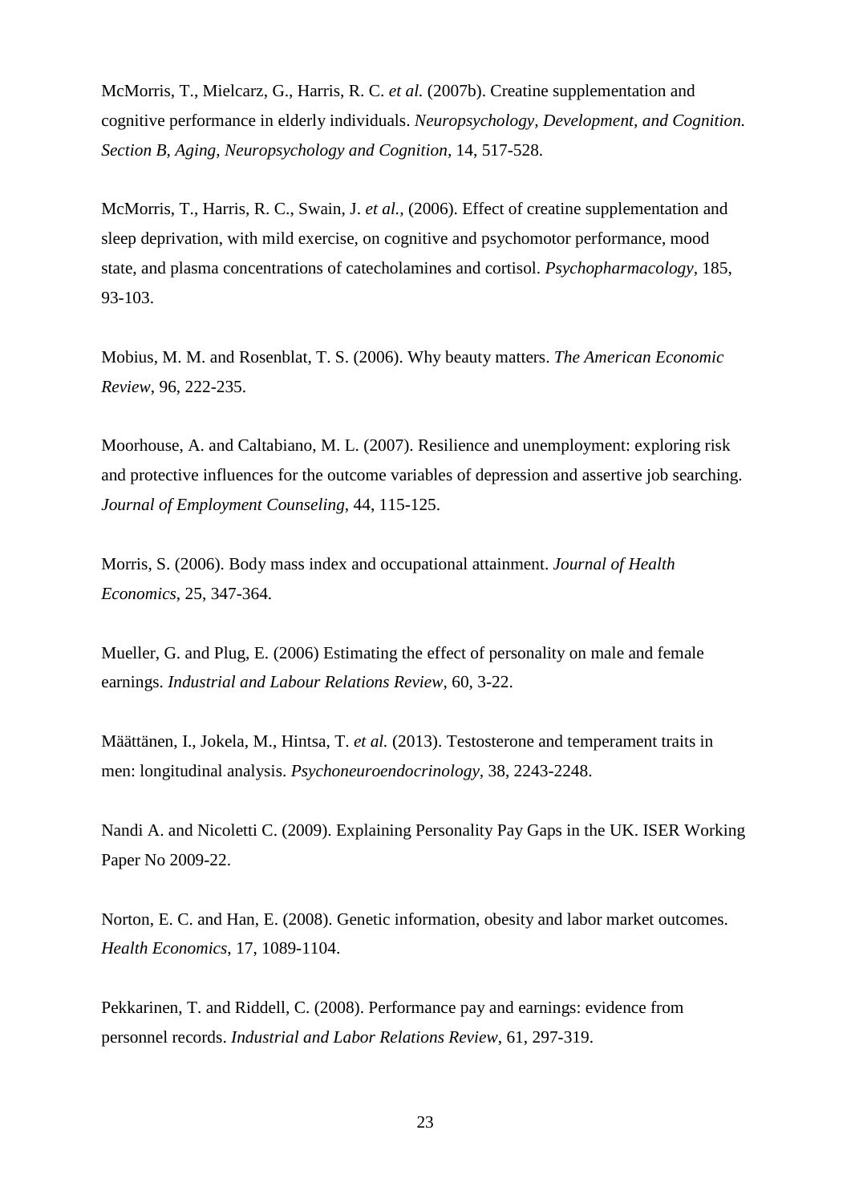McMorris, T., Mielcarz, G., Harris, R. C. *et al.* (2007b). Creatine supplementation and cognitive performance in elderly individuals. *Neuropsychology, Development, and Cognition. Section B, Aging, Neuropsychology and Cognition*, 14, 517-528.

McMorris, T., Harris, R. C., Swain, J. *et al.*, (2006). Effect of creatine supplementation and sleep deprivation, with mild exercise, on cognitive and psychomotor performance, mood state, and plasma concentrations of catecholamines and cortisol. *Psychopharmacology*, 185, 93-103.

Mobius, M. M. and Rosenblat, T. S. (2006). Why beauty matters. *The American Economic Review*, 96, 222-235.

Moorhouse, A. and Caltabiano, M. L. (2007). Resilience and unemployment: exploring risk and protective influences for the outcome variables of depression and assertive job searching. *Journal of Employment Counseling*, 44, 115-125.

Morris, S. (2006). Body mass index and occupational attainment. *Journal of Health Economics*, 25, 347-364.

Mueller, G. and Plug, E. (2006) Estimating the effect of personality on male and female earnings. *Industrial and Labour Relations Review*, 60, 3-22.

Määttänen, I., Jokela, M., Hintsa, T. *et al.* (2013). Testosterone and temperament traits in men: longitudinal analysis. *Psychoneuroendocrinology*, 38, 2243-2248.

Nandi A. and Nicoletti C. (2009). Explaining Personality Pay Gaps in the UK. ISER Working Paper No 2009-22.

Norton, E. C. and Han, E. (2008). Genetic information, obesity and labor market outcomes. *Health Economics*, 17, 1089-1104.

Pekkarinen, T. and Riddell, C. (2008). Performance pay and earnings: evidence from personnel records. *Industrial and Labor Relations Review*, 61, 297-319.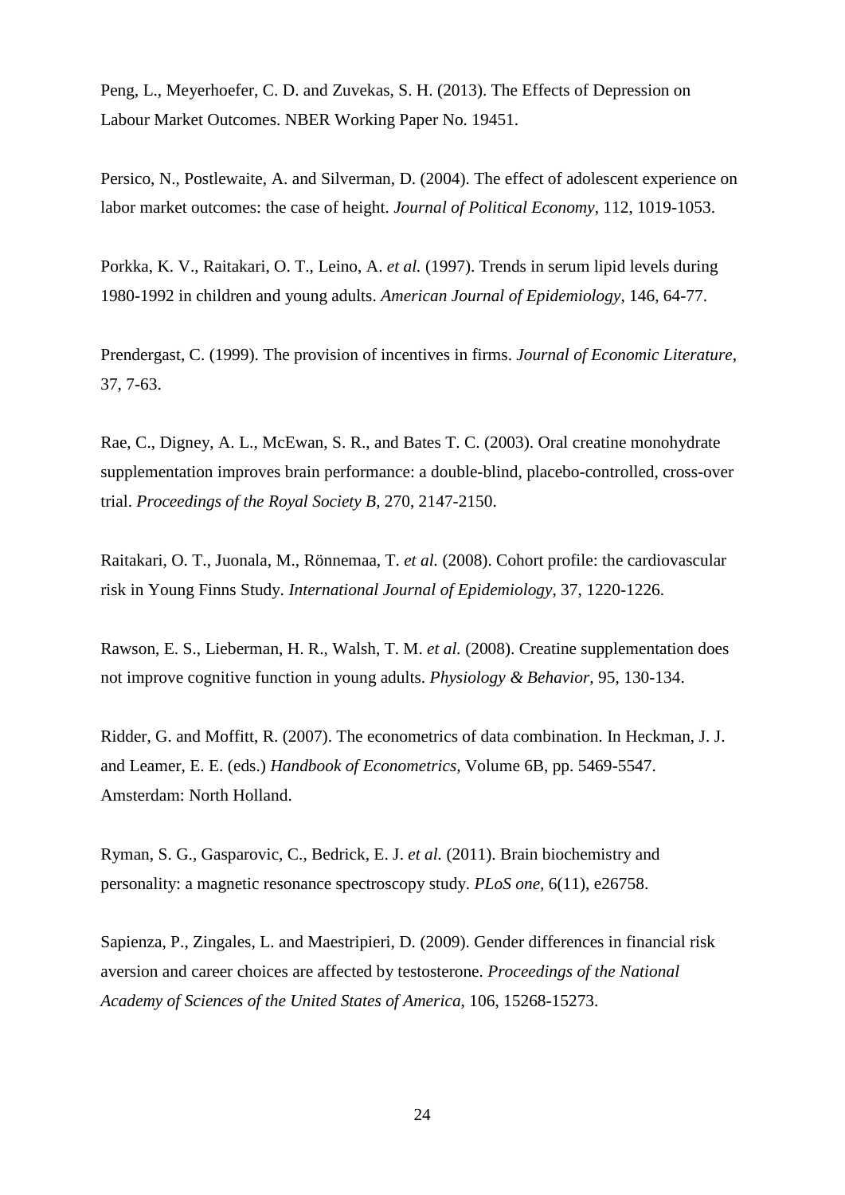Peng, L., Meyerhoefer, C. D. and Zuvekas, S. H. (2013). The Effects of Depression on Labour Market Outcomes. NBER Working Paper No. 19451.

Persico, N., Postlewaite, A. and Silverman, D. (2004). The effect of adolescent experience on labor market outcomes: the case of height. *Journal of Political Economy*, 112, 1019-1053.

Porkka, K. V., Raitakari, O. T., Leino, A. *et al.* (1997). Trends in serum lipid levels during 1980-1992 in children and young adults. *American Journal of Epidemiology*, 146, 64-77.

Prendergast, C. (1999). The provision of incentives in firms. *Journal of Economic Literature*, 37, 7-63.

Rae, C., Digney, A. L., McEwan, S. R., and Bates T. C. (2003). Oral creatine monohydrate supplementation improves brain performance: a double-blind, placebo-controlled, cross-over trial. *Proceedings of the Royal Society B*, 270, 2147-2150.

Raitakari, O. T., Juonala, M., Rönnemaa, T. *et al.* (2008). Cohort profile: the cardiovascular risk in Young Finns Study. *International Journal of Epidemiology*, 37, 1220-1226.

Rawson, E. S., Lieberman, H. R., Walsh, T. M. *et al.* (2008). Creatine supplementation does not improve cognitive function in young adults. *Physiology & Behavior*, 95, 130-134.

Ridder, G. and Moffitt, R. (2007). The econometrics of data combination. In Heckman, J. J. and Leamer, E. E. (eds.) *Handbook of Econometrics*, Volume 6B, pp. 5469-5547. Amsterdam: North Holland.

Ryman, S. G., Gasparovic, C., Bedrick, E. J. *et al.* (2011). Brain biochemistry and personality: a magnetic resonance spectroscopy study. *PLoS one*, 6(11), e26758.

Sapienza, P., Zingales, L. and Maestripieri, D. (2009). Gender differences in financial risk aversion and career choices are affected by testosterone. *Proceedings of the National Academy of Sciences of the United States of America*, 106, 15268-15273.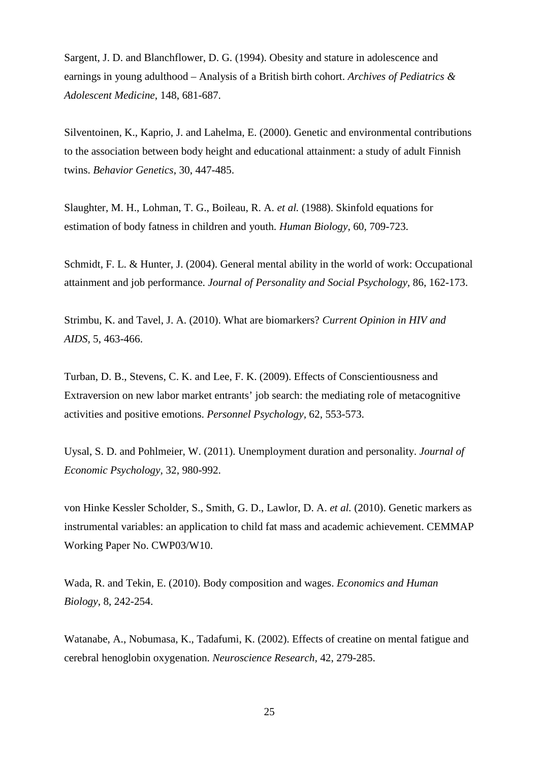Sargent, J. D. and Blanchflower, D. G. (1994). Obesity and stature in adolescence and earnings in young adulthood – Analysis of a British birth cohort. *Archives of Pediatrics & Adolescent Medicine*, 148, 681-687.

Silventoinen, K., Kaprio, J. and Lahelma, E. (2000). Genetic and environmental contributions to the association between body height and educational attainment: a study of adult Finnish twins. *Behavior Genetics*, 30, 447-485.

Slaughter, M. H., Lohman, T. G., Boileau, R. A. *et al.* (1988). Skinfold equations for estimation of body fatness in children and youth. *Human Biology*, 60, 709-723.

Schmidt, F. L. & Hunter, J. (2004). General mental ability in the world of work: Occupational attainment and job performance. *Journal of Personality and Social Psychology,* 86, 162-173.

Strimbu, K. and Tavel, J. A. (2010). What are biomarkers? *Current Opinion in HIV and AIDS,* 5, 463-466.

Turban, D. B., Stevens, C. K. and Lee, F. K. (2009). Effects of Conscientiousness and Extraversion on new labor market entrants' job search: the mediating role of metacognitive activities and positive emotions. *Personnel Psychology,* 62, 553-573.

Uysal, S. D. and Pohlmeier, W. (2011). Unemployment duration and personality. *Journal of Economic Psychology,* 32, 980-992.

von Hinke Kessler Scholder, S., Smith, G. D., Lawlor, D. A. *et al.* (2010). Genetic markers as instrumental variables: an application to child fat mass and academic achievement. CEMMAP Working Paper No. CWP03/W10.

Wada, R. and Tekin, E. (2010). Body composition and wages. *Economics and Human Biology,* 8, 242-254.

Watanabe, A., Nobumasa, K., Tadafumi, K. (2002). Effects of creatine on mental fatigue and cerebral henoglobin oxygenation. *Neuroscience Research,* 42, 279-285.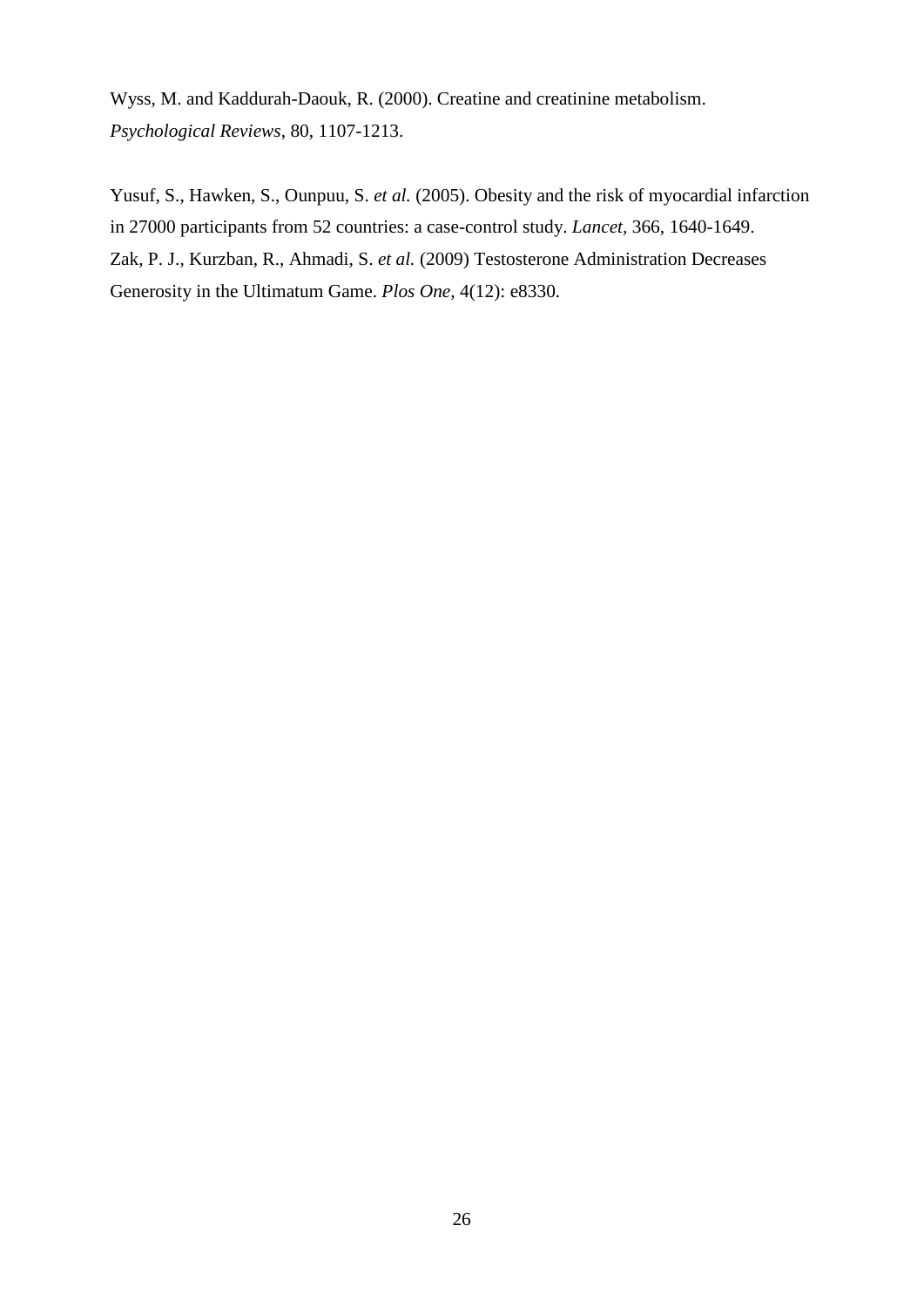Wyss, M. and Kaddurah-Daouk, R. (2000). Creatine and creatinine metabolism. *Psychological Reviews*, 80, 1107-1213.

Yusuf, S., Hawken, S., Ounpuu, S. *et al.* (2005). Obesity and the risk of myocardial infarction in 27000 participants from 52 countries: a case-control study. *Lancet,* 366, 1640-1649.

Zak, P. J., Kurzban, R., Ahmadi, S. *et al.* (2009) Testosterone Administration Decreases Generosity in the Ultimatum Game. *Plos One,* 4(12): e8330.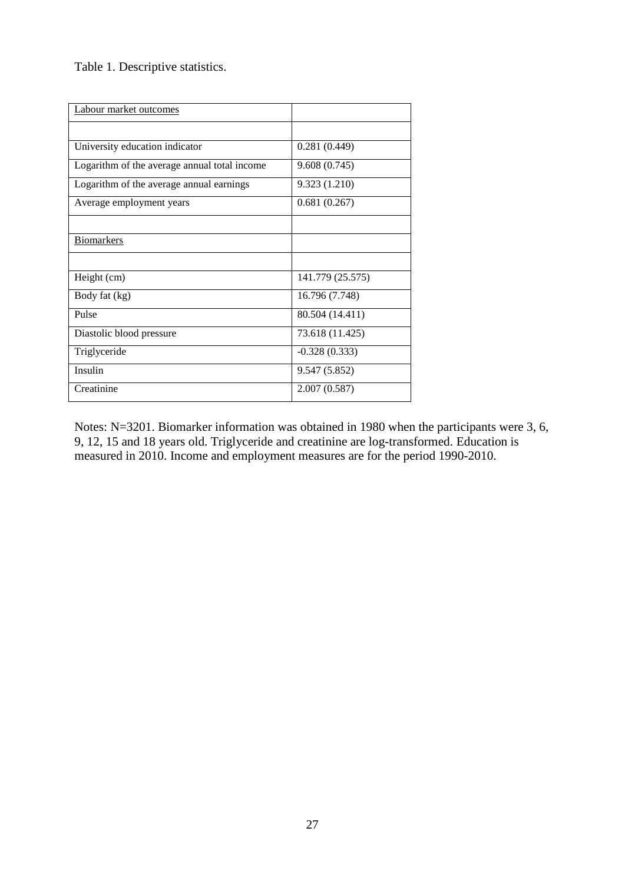Table 1. Descriptive statistics.

| Labour market outcomes | |
|---|---|
| | |
| University education indicator | 0.281 (0.449) |
| Logarithm of the average annual total income | 9.608 (0.745) |
| Logarithm of the average annual earnings | 9.323 (1.210) |
| Average employment years | 0.681 (0.267) |
| | |
| Biomarkers | |
| | |
| Height (cm) | 141.779 (25.575) |
| Body fat (kg) | 16.796 (7.748) |
| Pulse | 80.504 (14.411) |
| Diastolic blood pressure | 73.618 (11.425) |
| Triglyceride | -0.328 (0.333) |
| Insulin | 9.547 (5.852) |
| Creatinine | 2.007 (0.587) |

Notes: N=3201. Biomarker information was obtained in 1980 when the participants were 3, 6, 9, 12, 15 and 18 years old. Triglyceride and creatinine are log-transformed. Education is measured in 2010. Income and employment measures are for the period 1990-2010.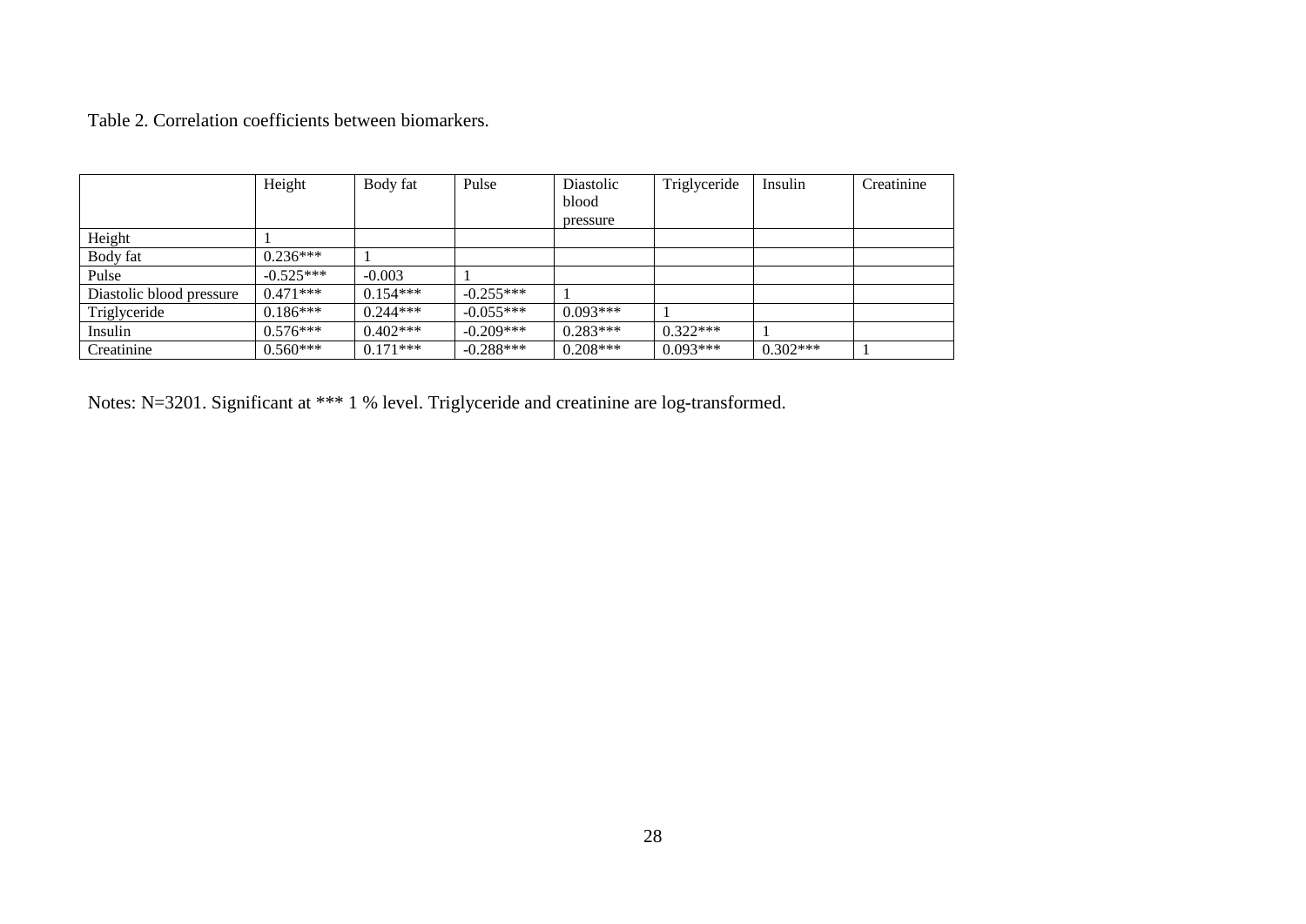Table 2. Correlation coefficients between biomarkers.

| | Height | Body fat | Pulse | Diastolic blood pressure | Triglyceride | Insulin | Creatinine |
|---|---|---|---|---|---|---|---|
| Height | 1 | | | | | | |
| Body fat | 0.236*** | 1 | | | | | |
| Pulse | -0.525*** | -0.003 | 1 | | | | |
| Diastolic blood pressure | 0.471*** | 0.154*** | -0.255*** | 1 | | | |
| Triglyceride | 0.186*** | 0.244*** | -0.055*** | 0.093*** | 1 | | |
| Insulin | 0.576*** | 0.402*** | -0.209*** | 0.283*** | 0.322*** | 1 | |
| Creatinine | 0.560*** | 0.171*** | -0.288*** | 0.208*** | 0.093*** | 0.302*** | 1 |

Notes: N=3201. Significant at *** 1 % level. Triglyceride and creatinine are log-transformed.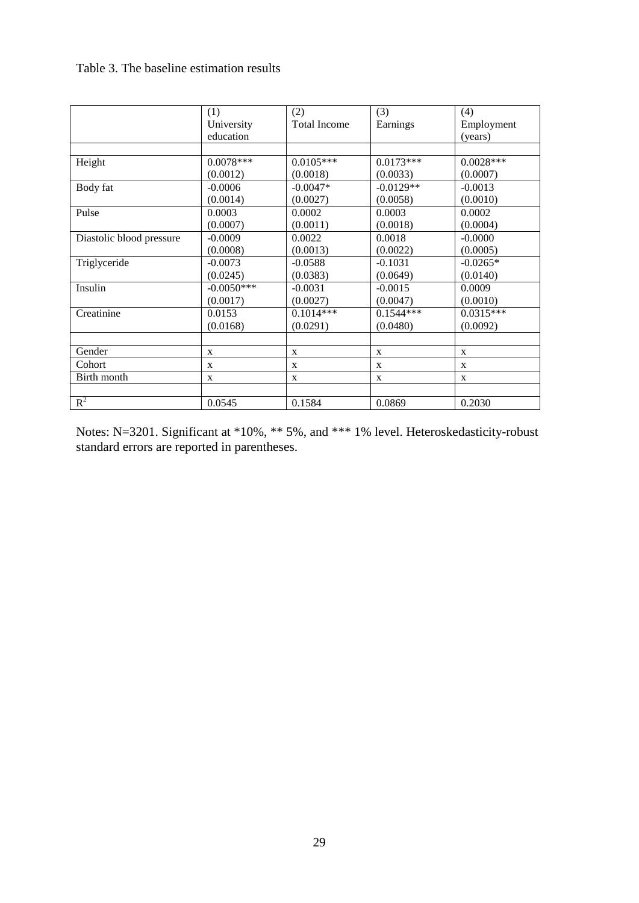Table 3. The baseline estimation results

| | (1) University education | (2) Total Income | (3) Earnings | (4) Employment (years) |
|---|---|---|---|---|
| | | | | |
| Height | 0.0078*** | 0.0105*** | 0.0173*** | 0.0028*** |
| | (0.0012) | (0.0018) | (0.0033) | (0.0007) |
| Body fat | -0.0006 | -0.0047* | -0.0129** | -0.0013 |
| | (0.0014) | (0.0027) | (0.0058) | (0.0010) |
| Pulse | 0.0003 | 0.0002 | 0.0003 | 0.0002 |
| | (0.0007) | (0.0011) | (0.0018) | (0.0004) |
| Diastolic blood pressure | -0.0009 | 0.0022 | 0.0018 | -0.0000 |
| | (0.0008) | (0.0013) | (0.0022) | (0.0005) |
| Triglyceride | -0.0073 | -0.0588 | -0.1031 | -0.0265* |
| | (0.0245) | (0.0383) | (0.0649) | (0.0140) |
| Insulin | -0.0050*** | -0.0031 | -0.0015 | 0.0009 |
| | (0.0017) | (0.0027) | (0.0047) | (0.0010) |
| Creatinine | 0.0153 | 0.1014*** | 0.1544*** | 0.0315*** |
| | (0.0168) | (0.0291) | (0.0480) | (0.0092) |
| | | | | |
| Gender | x | x | x | x |
| Cohort | x | x | x | x |
| Birth month | x | x | x | x |
| | | | | |
| $R^2$ | 0.0545 | 0.1584 | 0.0869 | 0.2030 |

Notes: N=3201. Significant at *10%, ** 5%, and *** 1% level. Heteroskedasticity-robust standard errors are reported in parentheses.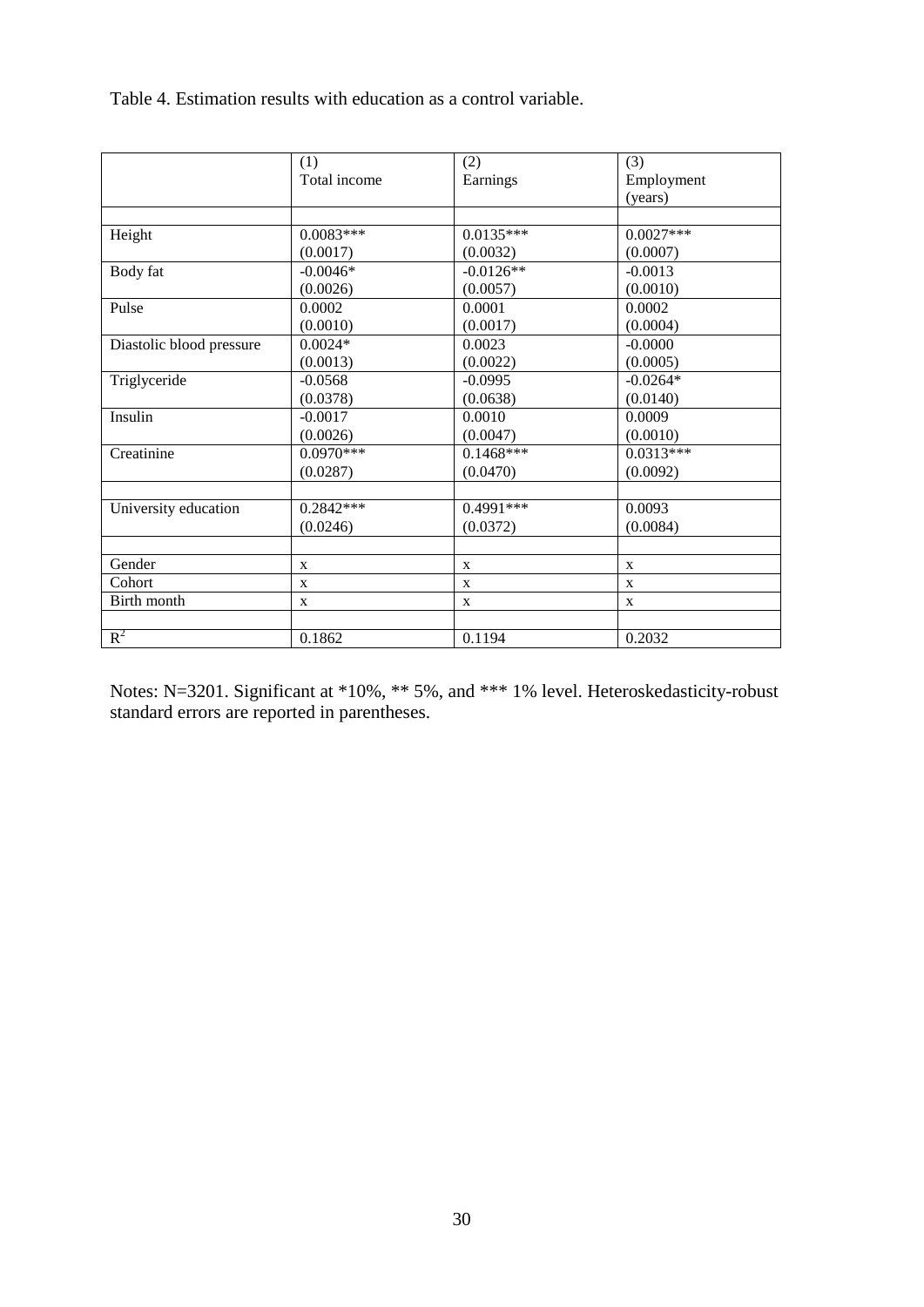Table 4. Estimation results with education as a control variable.

| | (1)<br>Total income | (2)<br>Earnings | (3)<br>Employment (years) |
|---|---|---|---|
| Height | 0.0083***<br>(0.0017) | 0.0135***<br>(0.0032) | 0.0027***<br>(0.0007) |
| Body fat | -0.0046*<br>(0.0026) | -0.0126**<br>(0.0057) | -0.0013<br>(0.0010) |
| Pulse | 0.0002<br>(0.0010) | 0.0001<br>(0.0017) | 0.0002<br>(0.0004) |
| Diastolic blood pressure | 0.0024*<br>(0.0013) | 0.0023<br>(0.0022) | -0.0000<br>(0.0005) |
| Triglyceride | -0.0568<br>(0.0378) | -0.0995<br>(0.0638) | -0.0264*<br>(0.0140) |
| Insulin | -0.0017<br>(0.0026) | 0.0010<br>(0.0047) | 0.0009<br>(0.0010) |
| Creatinine | 0.0970***<br>(0.0287) | 0.1468***<br>(0.0470) | 0.0313***<br>(0.0092) |
| University education | 0.2842***<br>(0.0246) | 0.4991***<br>(0.0372) | 0.0093<br>(0.0084) |
| Gender | x | x | x |
| Cohort | x | x | x |
| Birth month | x | x | x |
| $R^2$ | 0.1862 | 0.1194 | 0.2032 |

Notes: N=3201. Significant at *10%, ** 5%, and *** 1% level. Heteroskedasticity-robust standard errors are reported in parentheses.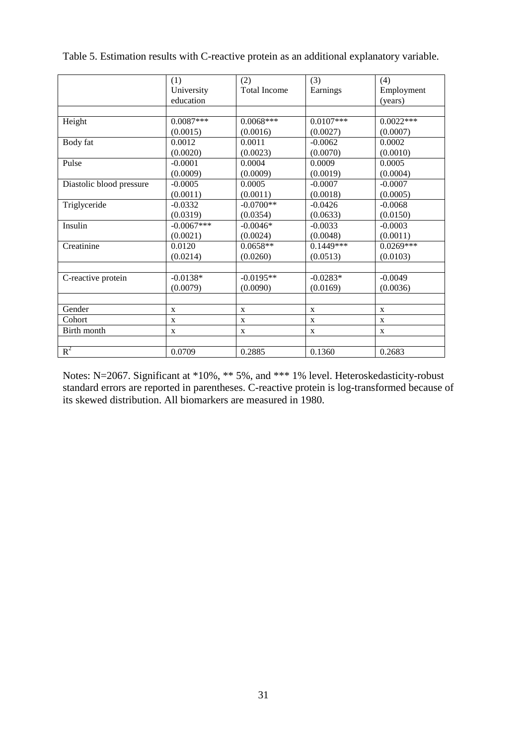Table 5. Estimation results with C-reactive protein as an additional explanatory variable.

| | (1) University education | (2) Total Income | (3) Earnings | (4) Employment (years) |
|---|---|---|---|---|
| Height | 0.0087*** | 0.0068*** | 0.0107*** | 0.0022*** |
| | (0.0015) | (0.0016) | (0.0027) | (0.0007) |
| Body fat | 0.0012 | 0.0011 | -0.0062 | 0.0002 |
| | (0.0020) | (0.0023) | (0.0070) | (0.0010) |
| Pulse | -0.0001 | 0.0004 | 0.0009 | 0.0005 |
| | (0.0009) | (0.0009) | (0.0019) | (0.0004) |
| Diastolic blood pressure | -0.0005 | 0.0005 | -0.0007 | -0.0007 |
| | (0.0011) | (0.0011) | (0.0018) | (0.0005) |
| Triglyceride | -0.0332 | -0.0700** | -0.0426 | -0.0068 |
| | (0.0319) | (0.0354) | (0.0633) | (0.0150) |
| Insulin | -0.0067*** | -0.0046* | -0.0033 | -0.0003 |
| | (0.0021) | (0.0024) | (0.0048) | (0.0011) |
| Creatinine | 0.0120 | 0.0658** | 0.1449*** | 0.0269*** |
| | (0.0214) | (0.0260) | (0.0513) | (0.0103) |
| | | | | |
| C-reactive protein | -0.0138* | -0.0195** | -0.0283* | -0.0049 |
| | (0.0079) | (0.0090) | (0.0169) | (0.0036) |
| | | | | |
| Gender | x | x | x | x |
| Cohort | x | x | x | x |
| Birth month | x | x | x | x |
| | | | | |
| $R^2$ | 0.0709 | 0.2885 | 0.1360 | 0.2683 |

Notes: N=2067. Significant at *10%, ** 5%, and *** 1% level. Heteroskedasticity-robust standard errors are reported in parentheses. C-reactive protein is log-transformed because of its skewed distribution. All biomarkers are measured in 1980.